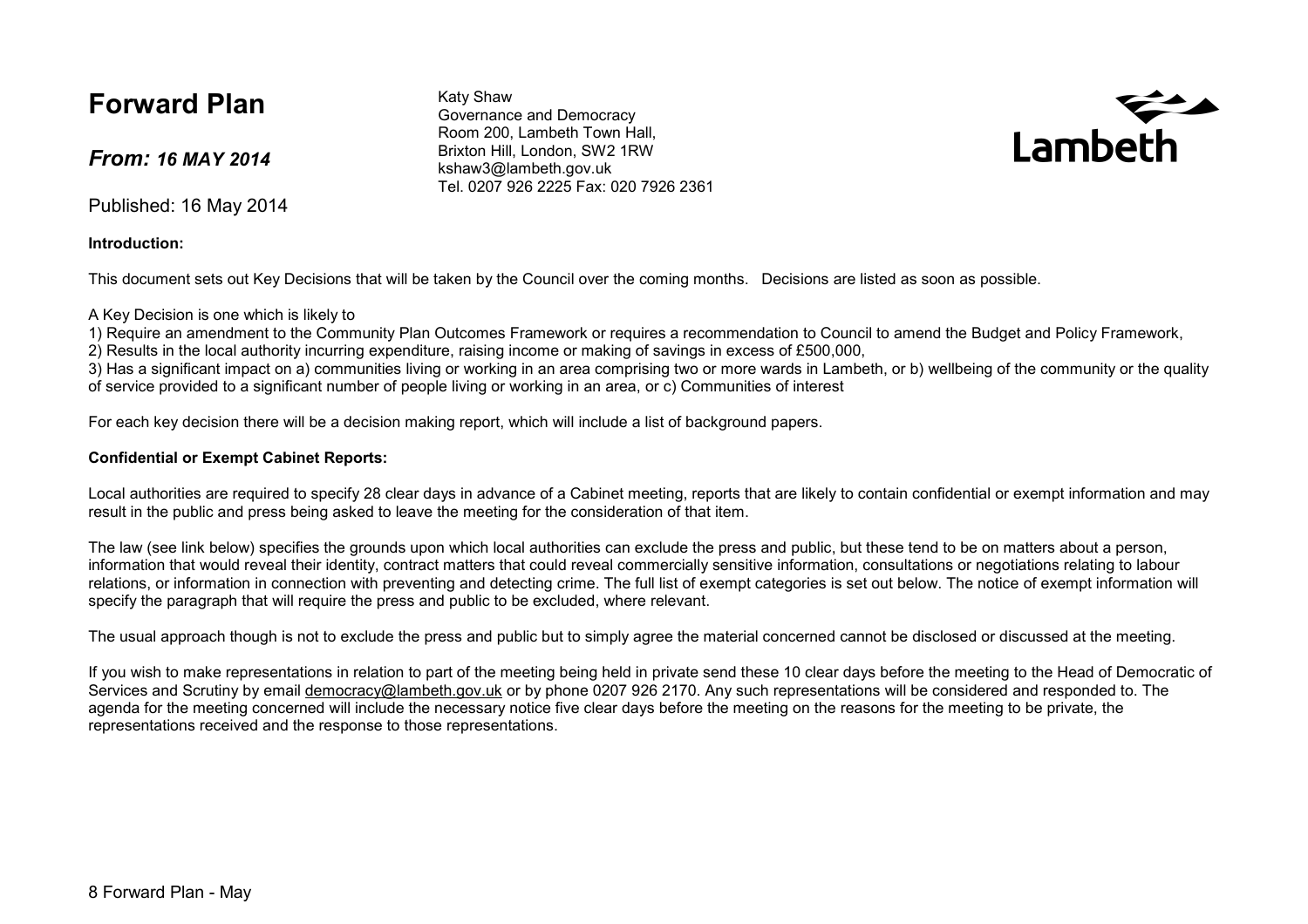# Forward Plan

***From:* *16 MAY 2014***

Katy Shaw
Governance and Democracy
Room 200, Lambeth Town Hall,
Brixton Hill, London, SW2 1RW
kshaw3@lambeth.gov.uk
Tel. 0207 926 2225 Fax: 020 7926 2361

Lambeth

Published: 16 May 2014

**Introduction:**

This document sets out Key Decisions that will be taken by the Council over the coming months. Decisions are listed as soon as possible.

A Key Decision is one which is likely to

1) Require an amendment to the Community Plan Outcomes Framework or requires a recommendation to Council to amend the Budget and Policy Framework,
2) Results in the local authority incurring expenditure, raising income or making of savings in excess of £500,000,
3) Has a significant impact on a) communities living or working in an area comprising two or more wards in Lambeth, or b) wellbeing of the community or the quality of service provided to a significant number of people living or working in an area, or c) Communities of interest

For each key decision there will be a decision making report, which will include a list of background papers.

**Confidential or Exempt Cabinet Reports:**

Local authorities are required to specify 28 clear days in advance of a Cabinet meeting, reports that are likely to contain confidential or exempt information and may result in the public and press being asked to leave the meeting for the consideration of that item.

The law (see link below) specifies the grounds upon which local authorities can exclude the press and public, but these tend to be on matters about a person, information that would reveal their identity, contract matters that could reveal commercially sensitive information, consultations or negotiations relating to labour relations, or information in connection with preventing and detecting crime. The full list of exempt categories is set out below. The notice of exempt information will specify the paragraph that will require the press and public to be excluded, where relevant.

The usual approach though is not to exclude the press and public but to simply agree the material concerned cannot be disclosed or discussed at the meeting.

If you wish to make representations in relation to part of the meeting being held in private send these 10 clear days before the meeting to the Head of Democratic of Services and Scrutiny by email democracy@lambeth.gov.uk or by phone 0207 926 2170. Any such representations will be considered and responded to. The agenda for the meeting concerned will include the necessary notice five clear days before the meeting on the reasons for the meeting to be private, the representations received and the response to those representations.

8 Forward Plan - May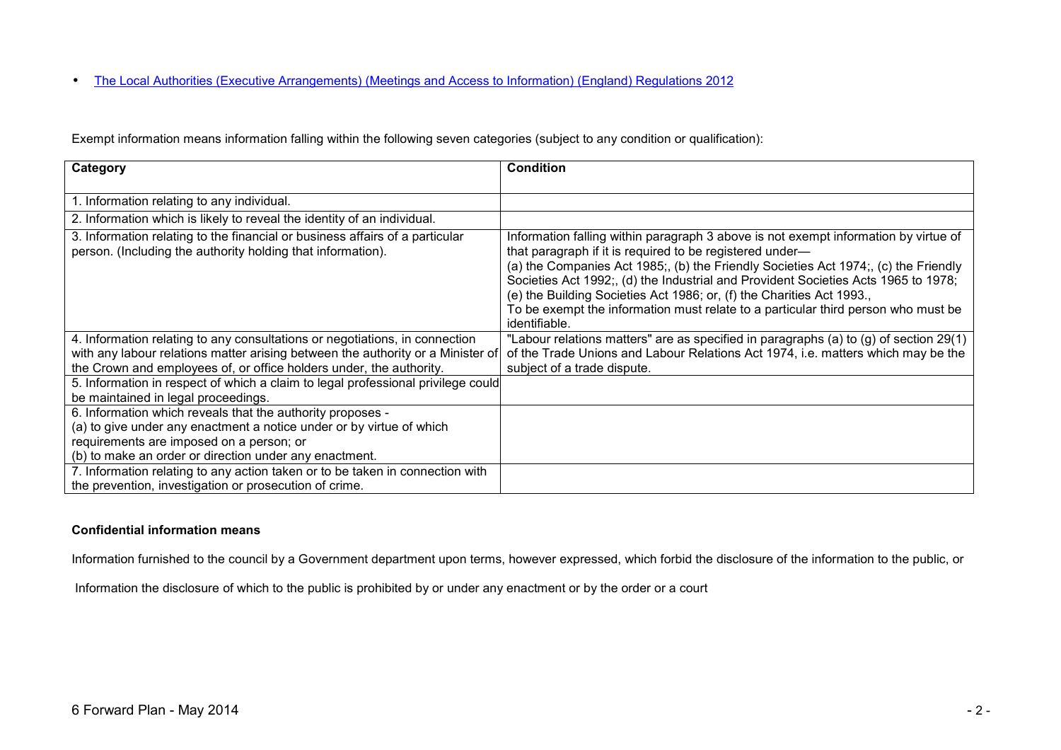- [The Local Authorities (Executive Arrangements) (Meetings and Access to Information) (England) Regulations 2012]

Exempt information means information falling within the following seven categories (subject to any condition or qualification):

| Category | Condition |
|---|---|
| 1. Information relating to any individual. | |
| 2. Information which is likely to reveal the identity of an individual. | |
| 3. Information relating to the financial or business affairs of a particular person. (Including the authority holding that information). | Information falling within paragraph 3 above is not exempt information by virtue of that paragraph if it is required to be registered under— (a) the Companies Act 1985;, (b) the Friendly Societies Act 1974;, (c) the Friendly Societies Act 1992;, (d) the Industrial and Provident Societies Acts 1965 to 1978; (e) the Building Societies Act 1986; or, (f) the Charities Act 1993., To be exempt the information must relate to a particular third person who must be identifiable. |
| 4. Information relating to any consultations or negotiations, in connection with any labour relations matter arising between the authority or a Minister of the Crown and employees of, or office holders under, the authority. | "Labour relations matters" are as specified in paragraphs (a) to (g) of section 29(1) of the Trade Unions and Labour Relations Act 1974, i.e. matters which may be the subject of a trade dispute. |
| 5. Information in respect of which a claim to legal professional privilege could be maintained in legal proceedings. | |
| 6. Information which reveals that the authority proposes - (a) to give under any enactment a notice under or by virtue of which requirements are imposed on a person; or (b) to make an order or direction under any enactment. | |
| 7. Information relating to any action taken or to be taken in connection with the prevention, investigation or prosecution of crime. | |

**Confidential information means**

Information furnished to the council by a Government department upon terms, however expressed, which forbid the disclosure of the information to the public, or

Information the disclosure of which to the public is prohibited by or under any enactment or by the order or a court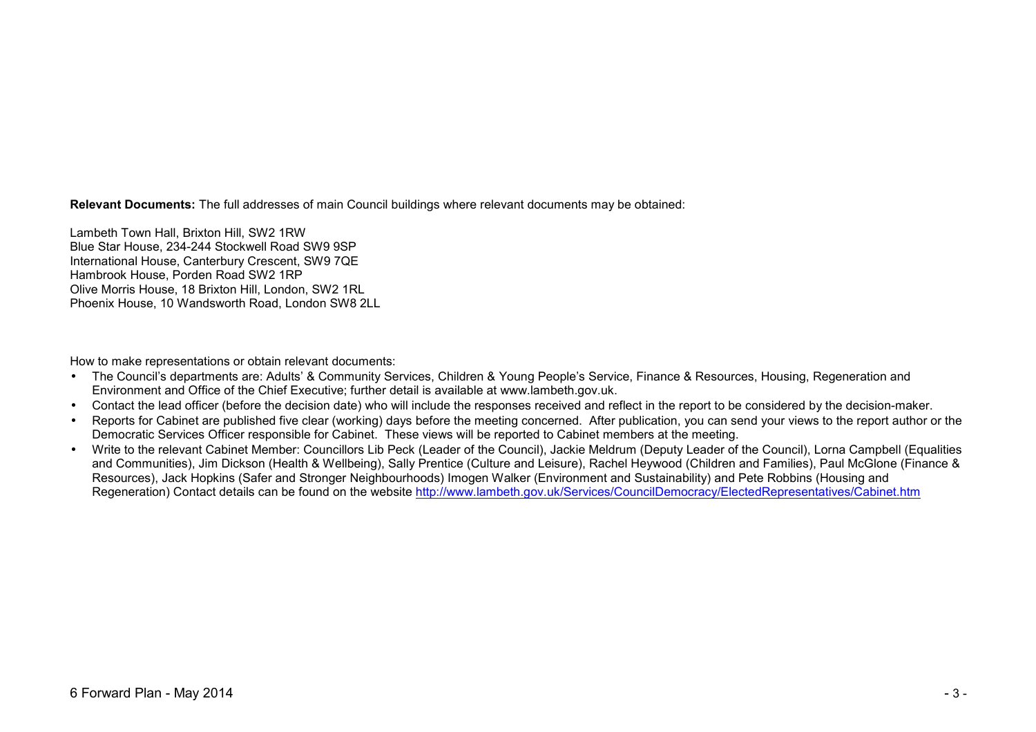**Relevant Documents:** The full addresses of main Council buildings where relevant documents may be obtained:

Lambeth Town Hall, Brixton Hill, SW2 1RW
Blue Star House, 234-244 Stockwell Road SW9 9SP
International House, Canterbury Crescent, SW9 7QE
Hambrook House, Porden Road SW2 1RP
Olive Morris House, 18 Brixton Hill, London, SW2 1RL
Phoenix House, 10 Wandsworth Road, London SW8 2LL

How to make representations or obtain relevant documents:

- The Council's departments are: Adults' & Community Services, Children & Young People's Service, Finance & Resources, Housing, Regeneration and Environment and Office of the Chief Executive; further detail is available at www.lambeth.gov.uk.
- Contact the lead officer (before the decision date) who will include the responses received and reflect in the report to be considered by the decision-maker.
- Reports for Cabinet are published five clear (working) days before the meeting concerned. After publication, you can send your views to the report author or the Democratic Services Officer responsible for Cabinet. These views will be reported to Cabinet members at the meeting.
- Write to the relevant Cabinet Member: Councillors Lib Peck (Leader of the Council), Jackie Meldrum (Deputy Leader of the Council), Lorna Campbell (Equalities and Communities), Jim Dickson (Health & Wellbeing), Sally Prentice (Culture and Leisure), Rachel Heywood (Children and Families), Paul McGlone (Finance & Resources), Jack Hopkins (Safer and Stronger Neighbourhoods) Imogen Walker (Environment and Sustainability) and Pete Robbins (Housing and Regeneration) Contact details can be found on the website http://www.lambeth.gov.uk/Services/CouncilDemocracy/ElectedRepresentatives/Cabinet.htm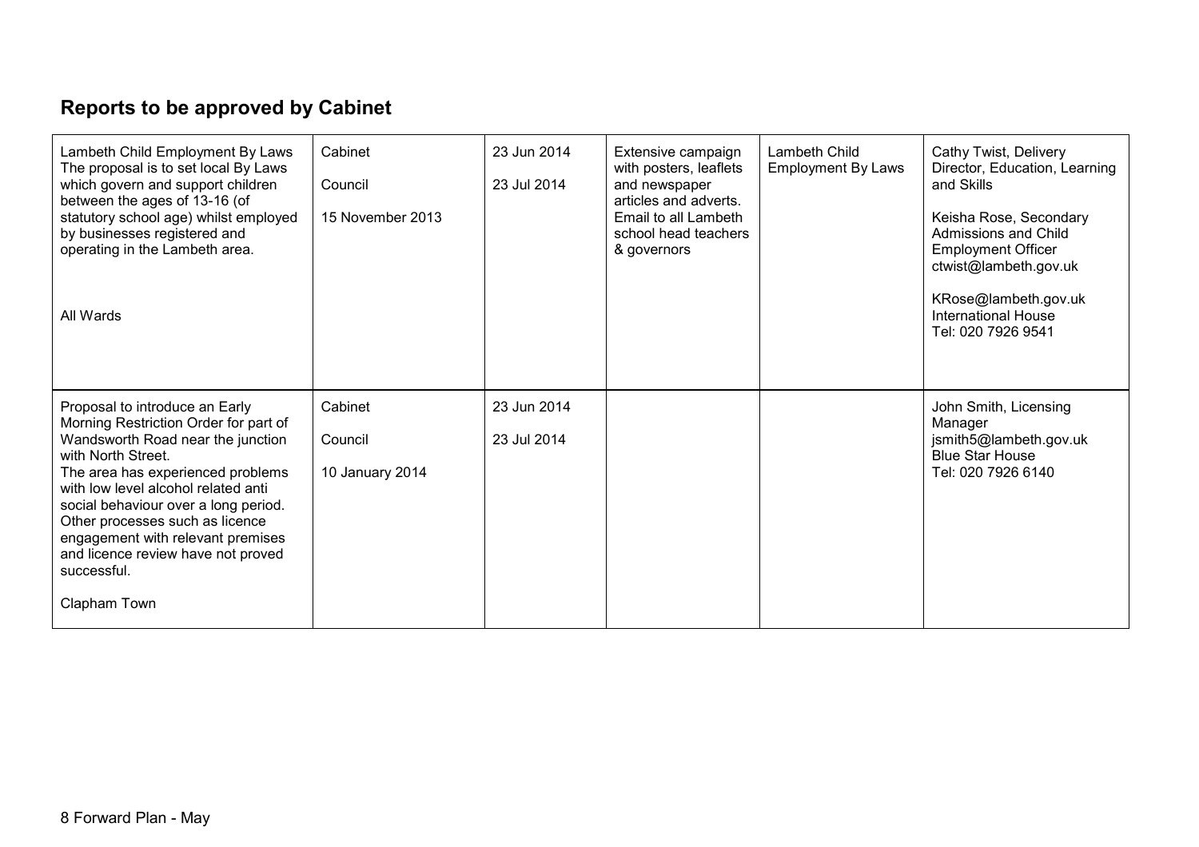## Reports to be approved by Cabinet

| | | | | | |
|---|---|---|---|---|---|
| Lambeth Child Employment By Laws<br>The proposal is to set local By Laws which govern and support children between the ages of 13-16 (of statutory school age) whilst employed by businesses registered and operating in the Lambeth area.<br><br>All Wards | Cabinet<br><br>Council<br><br>15 November 2013 | 23 Jun 2014<br><br>23 Jul 2014 | Extensive campaign with posters, leaflets and newspaper articles and adverts. Email to all Lambeth school head teachers & governors | Lambeth Child Employment By Laws | Cathy Twist, Delivery Director, Education, Learning and Skills<br><br>Keisha Rose, Secondary Admissions and Child Employment Officer<br>ctwist@lambeth.gov.uk<br><br>KRose@lambeth.gov.uk<br>International House<br>Tel: 020 7926 9541 |
| Proposal to introduce an Early Morning Restriction Order for part of Wandsworth Road near the junction with North Street.<br>The area has experienced problems with low level alcohol related anti social behaviour over a long period. Other processes such as licence engagement with relevant premises and licence review have not proved successful.<br><br>Clapham Town | Cabinet<br><br>Council<br><br>10 January 2014 | 23 Jun 2014<br><br>23 Jul 2014 | | | John Smith, Licensing Manager<br>jsmith5@lambeth.gov.uk<br>Blue Star House<br>Tel: 020 7926 6140 |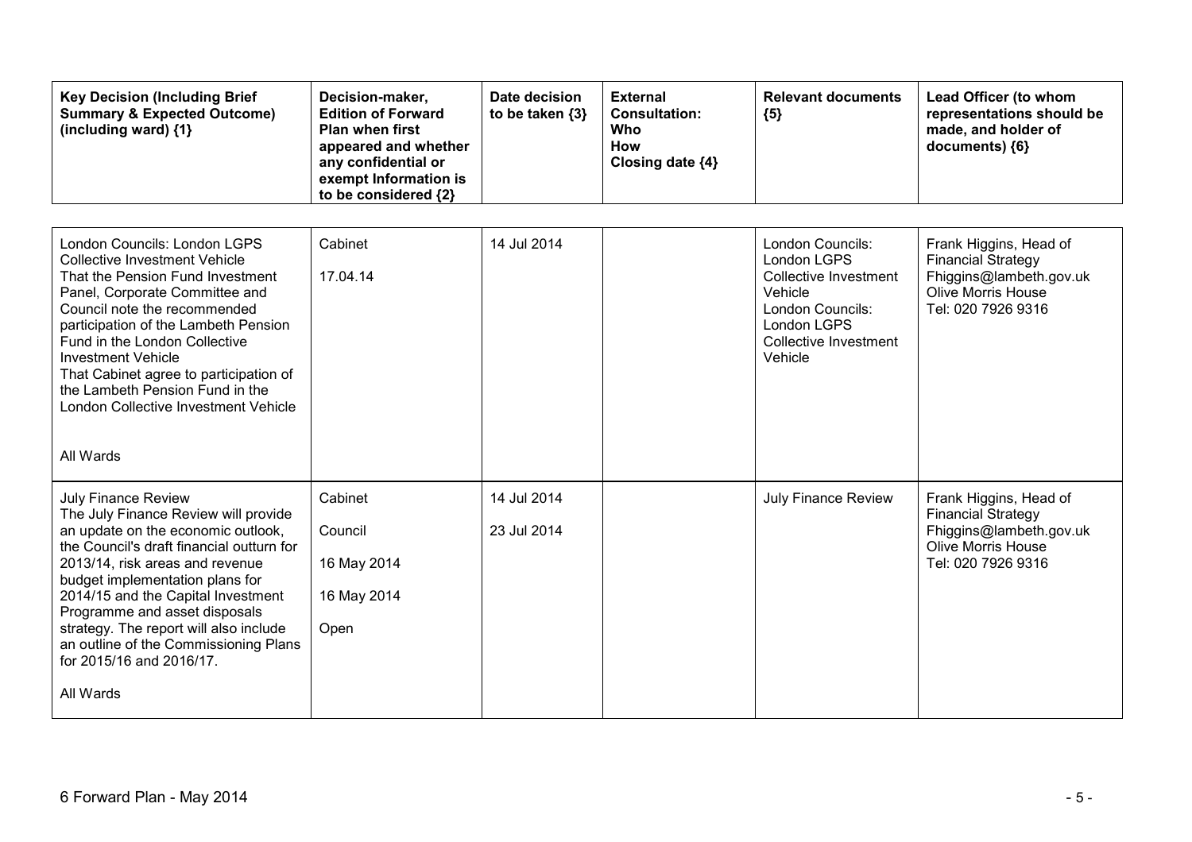| Key Decision (Including Brief Summary & Expected Outcome) (including ward) {1} | Decision-maker, Edition of Forward Plan when first appeared and whether any confidential or exempt Information is to be considered {2} | Date decision to be taken {3} | External Consultation: Who How Closing date {4} | Relevant documents {5} | Lead Officer (to whom representations should be made, and holder of documents) {6} |
|---|---|---|---|---|---|
| London Councils: London LGPS Collective Investment Vehicle<br>That the Pension Fund Investment Panel, Corporate Committee and Council note the recommended participation of the Lambeth Pension Fund in the London Collective Investment Vehicle<br>That Cabinet agree to participation of the Lambeth Pension Fund in the London Collective Investment Vehicle<br><br>All Wards | Cabinet<br><br>17.04.14 | 14 Jul 2014 | | London Councils: London LGPS Collective Investment Vehicle<br>London Councils: London LGPS Collective Investment Vehicle | Frank Higgins, Head of Financial Strategy<br>Fhiggins@lambeth.gov.uk<br>Olive Morris House<br>Tel: 020 7926 9316 |
| July Finance Review<br>The July Finance Review will provide an update on the economic outlook, the Council's draft financial outturn for 2013/14, risk areas and revenue budget implementation plans for 2014/15 and the Capital Investment Programme and asset disposals strategy. The report will also include an outline of the Commissioning Plans for 2015/16 and 2016/17.<br><br>All Wards | Cabinet<br><br>Council<br><br>16 May 2014<br><br>16 May 2014<br><br>Open | 14 Jul 2014<br><br>23 Jul 2014 | | July Finance Review | Frank Higgins, Head of Financial Strategy<br>Fhiggins@lambeth.gov.uk<br>Olive Morris House<br>Tel: 020 7926 9316 |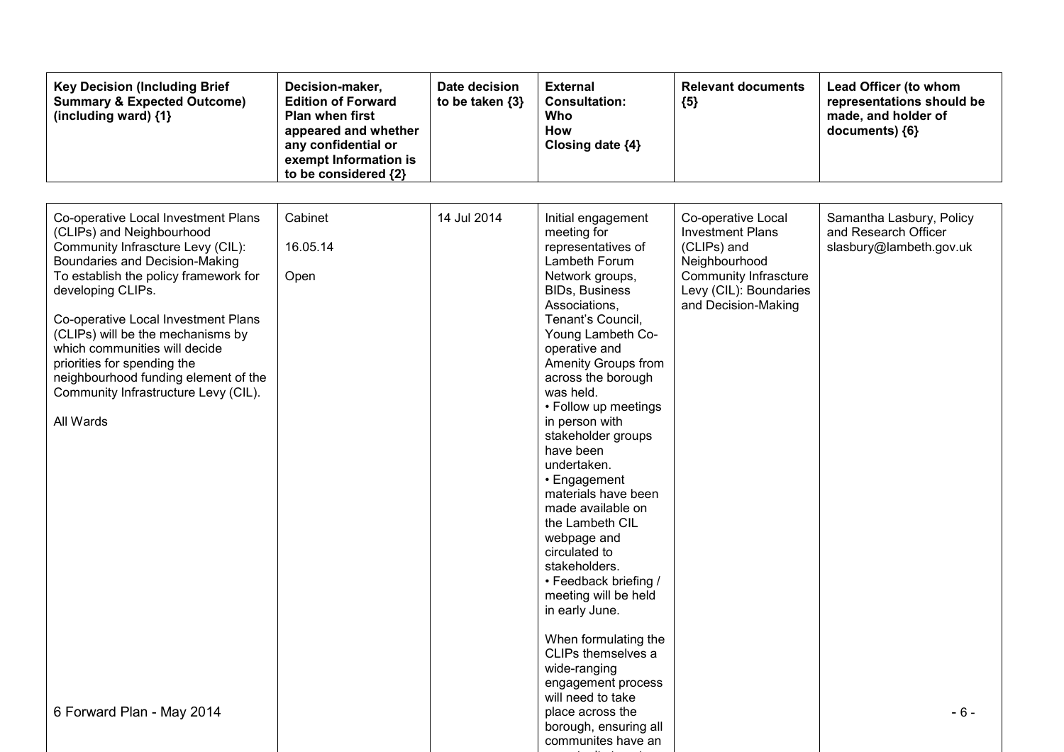| Key Decision (Including Brief Summary & Expected Outcome) (including ward) {1} | Decision-maker, Edition of Forward Plan when first appeared and whether any confidential or exempt Information is to be considered {2} | Date decision to be taken {3} | External Consultation: Who How Closing date {4} | Relevant documents {5} | Lead Officer (to whom representations should be made, and holder of documents) {6} |
|---|---|---|---|---|---|
| Co-operative Local Investment Plans (CLIPs) and Neighbourhood Community Infrascture Levy (CIL): Boundaries and Decision-Making<br>To establish the policy framework for developing CLIPs.<br><br>Co-operative Local Investment Plans (CLIPs) will be the mechanisms by which communities will decide priorities for spending the neighbourhood funding element of the Community Infrastructure Levy (CIL).<br><br>All Wards | Cabinet<br><br>16.05.14<br><br>Open | 14 Jul 2014 | Initial engagement meeting for representatives of Lambeth Forum Network groups, BIDs, Business Associations, Tenant's Council, Young Lambeth Co-operative and Amenity Groups from across the borough was held.<br>• Follow up meetings in person with stakeholder groups have been undertaken.<br>• Engagement materials have been made available on the Lambeth CIL webpage and circulated to stakeholders.<br>• Feedback briefing / meeting will be held in early June.<br><br>When formulating the CLIPs themselves a wide-ranging engagement process will need to take place across the borough, ensuring all communites have an | Co-operative Local Investment Plans (CLIPs) and Neighbourhood Community Infrascture Levy (CIL): Boundaries and Decision-Making | Samantha Lasbury, Policy and Research Officer<br>slasbury@lambeth.gov.uk |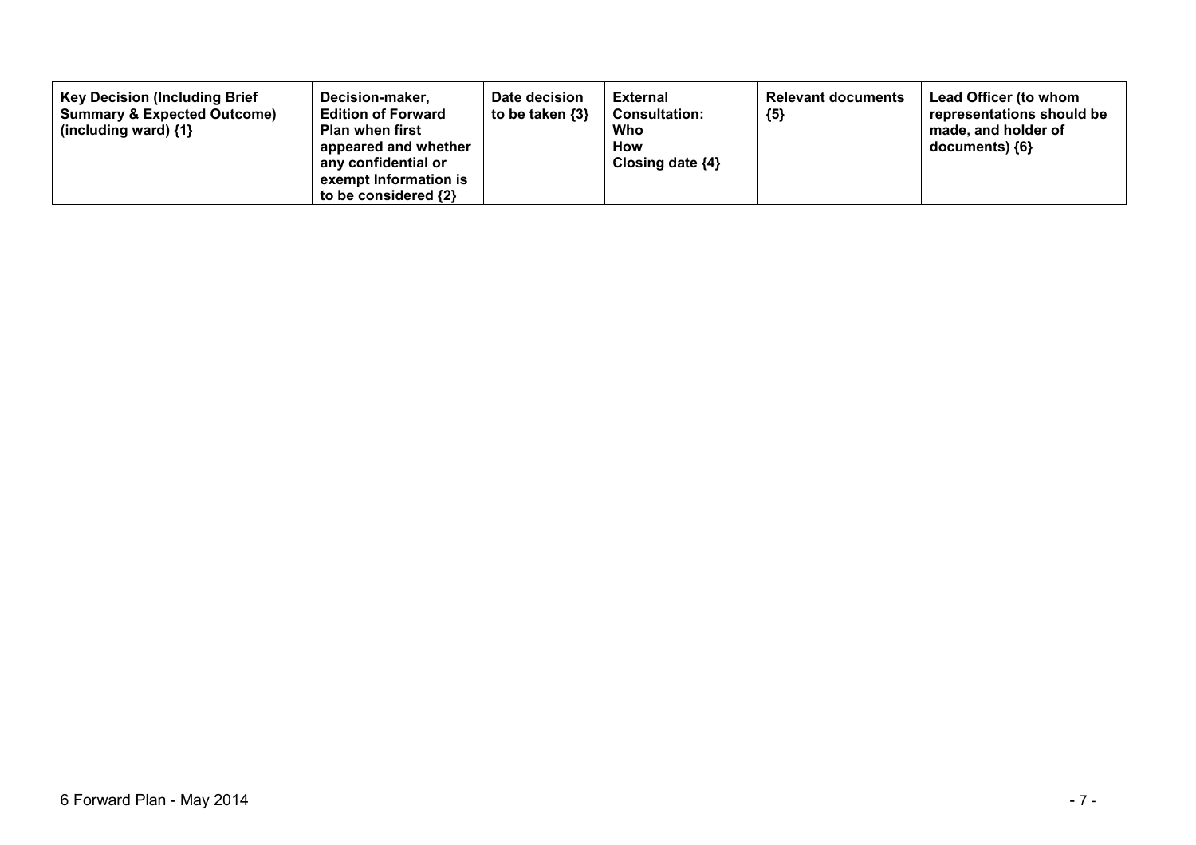| Key Decision (Including Brief Summary & Expected Outcome) (including ward) {1} | Decision-maker, Edition of Forward Plan when first appeared and whether any confidential or exempt Information is to be considered {2} | Date decision to be taken {3} | External Consultation: Who How Closing date {4} | Relevant documents {5} | Lead Officer (to whom representations should be made, and holder of documents) {6} |
|---|---|---|---|---|---|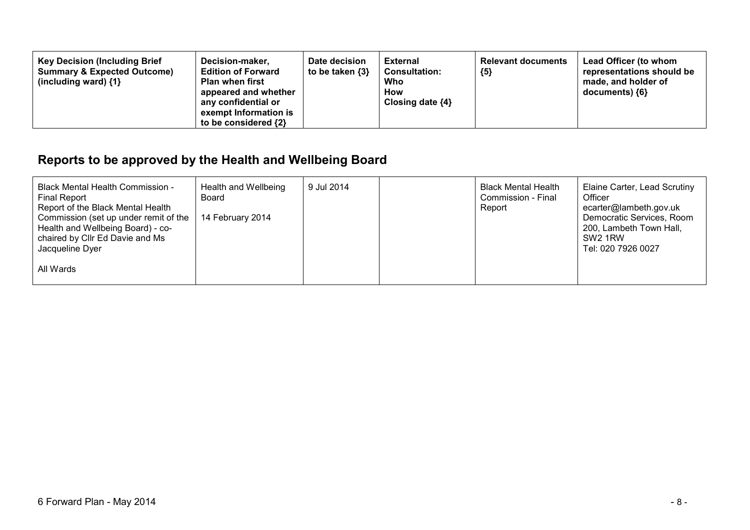| Key Decision (Including Brief Summary & Expected Outcome) (including ward) {1} | Decision-maker, Edition of Forward Plan when first appeared and whether any confidential or exempt Information is to be considered {2} | Date decision to be taken {3} | External Consultation: Who How Closing date {4} | Relevant documents {5} | Lead Officer (to whom representations should be made, and holder of documents) {6} |
|---|---|---|---|---|---|

## Reports to be approved by the Health and Wellbeing Board

| | | | | | |
|---|---|---|---|---|---|
| Black Mental Health Commission - Final Report<br>Report of the Black Mental Health Commission (set up under remit of the Health and Wellbeing Board) - co-chaired by Cllr Ed Davie and Ms Jacqueline Dyer<br><br>All Wards | Health and Wellbeing Board<br><br>14 February 2014 | 9 Jul 2014 | | Black Mental Health Commission - Final Report | Elaine Carter, Lead Scrutiny Officer<br>ecarter@lambeth.gov.uk<br>Democratic Services, Room 200, Lambeth Town Hall, SW2 1RW<br>Tel: 020 7926 0027 |

6 Forward Plan - May 2014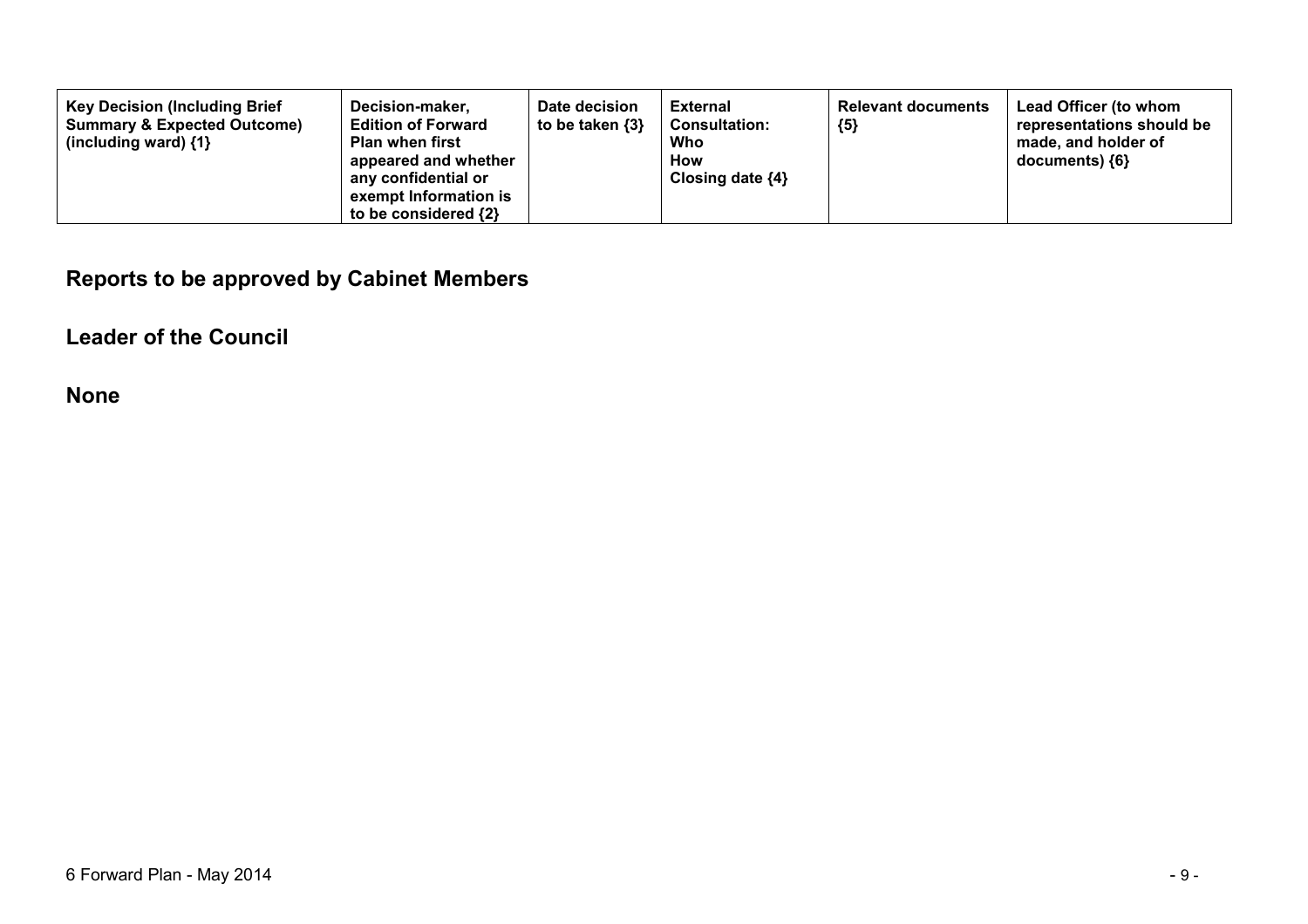| Key Decision (Including Brief Summary & Expected Outcome) (including ward) {1} | Decision-maker, Edition of Forward Plan when first appeared and whether any confidential or exempt Information is to be considered {2} | Date decision to be taken {3} | External Consultation: Who How Closing date {4} | Relevant documents {5} | Lead Officer (to whom representations should be made, and holder of documents) {6} |
|---|---|---|---|---|---|

## Reports to be approved by Cabinet Members

## Leader of the Council

## None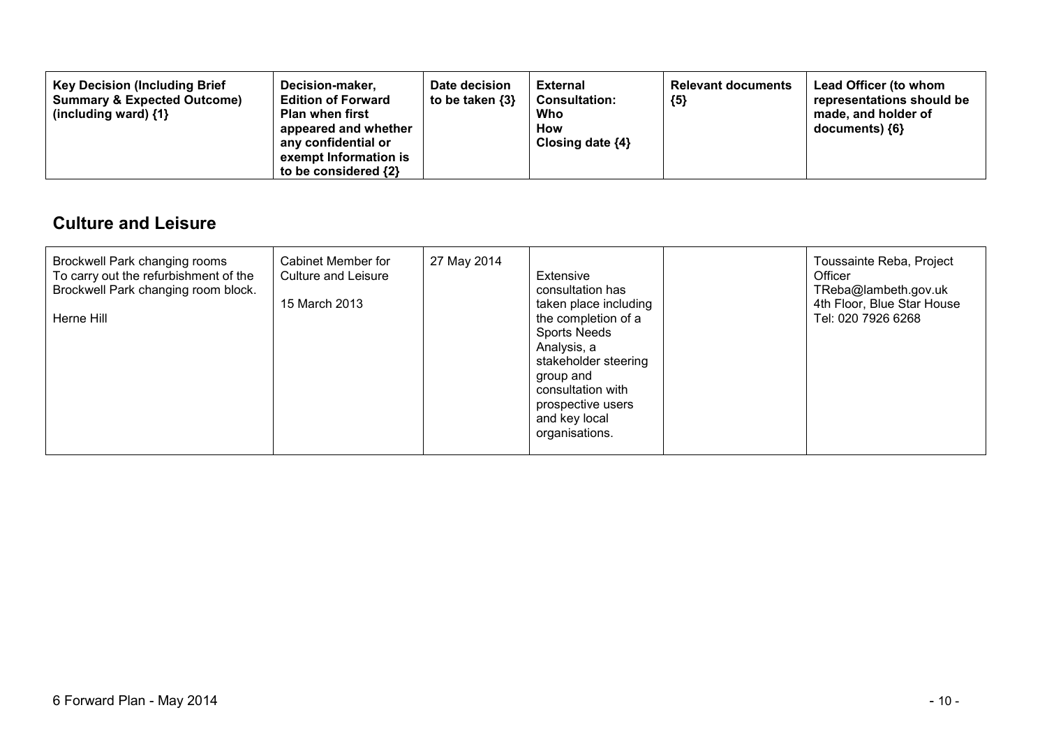| Key Decision (Including Brief Summary & Expected Outcome) (including ward) {1} | Decision-maker, Edition of Forward Plan when first appeared and whether any confidential or exempt Information is to be considered {2} | Date decision to be taken {3} | External Consultation: Who How Closing date {4} | Relevant documents {5} | Lead Officer (to whom representations should be made, and holder of documents) {6} |
|---|---|---|---|---|---|

## Culture and Leisure

| | | | | | |
|---|---|---|---|---|---|
| Brockwell Park changing rooms<br>To carry out the refurbishment of the Brockwell Park changing room block.<br><br>Herne Hill | Cabinet Member for Culture and Leisure<br><br>15 March 2013 | 27 May 2014 | Extensive consultation has taken place including the completion of a Sports Needs Analysis, a stakeholder steering group and consultation with prospective users and key local organisations. | | Toussainte Reba, Project Officer<br>TReba@lambeth.gov.uk<br>4th Floor, Blue Star House<br>Tel: 020 7926 6268 |

6 Forward Plan - May 2014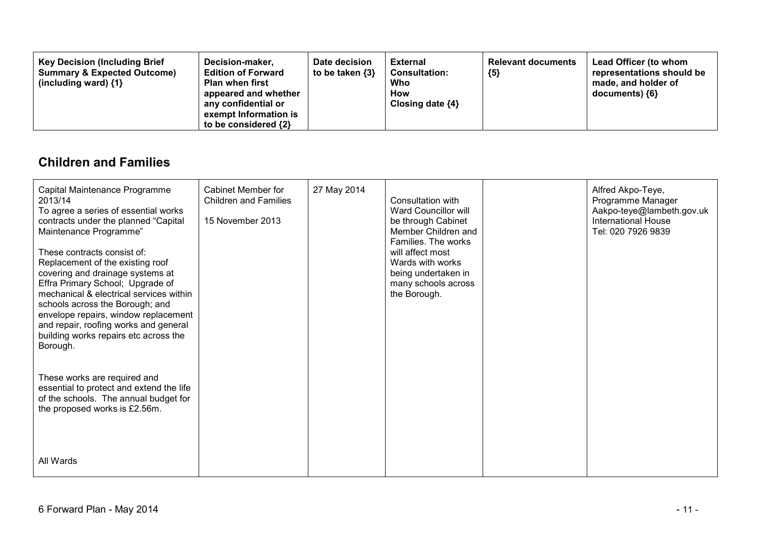| Key Decision (Including Brief Summary & Expected Outcome) (including ward) {1} | Decision-maker, Edition of Forward Plan when first appeared and whether any confidential or exempt Information is to be considered {2} | Date decision to be taken {3} | External Consultation: Who How Closing date {4} | Relevant documents {5} | Lead Officer (to whom representations should be made, and holder of documents) {6} |
| --- | --- | --- | --- | --- | --- |

## Children and Families

| Key Decision (Including Brief Summary & Expected Outcome) (including ward) {1} | Decision-maker, Edition of Forward Plan when first appeared and whether any confidential or exempt Information is to be considered {2} | Date decision to be taken {3} | External Consultation: Who How Closing date {4} | Relevant documents {5} | Lead Officer (to whom representations should be made, and holder of documents) {6} |
| --- | --- | --- | --- | --- | --- |
| Capital Maintenance Programme 2013/14<br>To agree a series of essential works contracts under the planned "Capital Maintenance Programme"<br><br>These contracts consist of:<br>Replacement of the existing roof covering and drainage systems at Effra Primary School; Upgrade of mechanical & electrical services within schools across the Borough; and envelope repairs, window replacement and repair, roofing works and general building works repairs etc across the Borough.<br><br>These works are required and essential to protect and extend the life of the schools. The annual budget for the proposed works is £2.56m.<br><br>All Wards | Cabinet Member for Children and Families<br><br>15 November 2013 | 27 May 2014 | Consultation with Ward Councillor will be through Cabinet Member Children and Families. The works will affect most Wards with works being undertaken in many schools across the Borough. | | Alfred Akpo-Teye, Programme Manager<br>Aakpo-teye@lambeth.gov.uk<br>International House<br>Tel: 020 7926 9839 |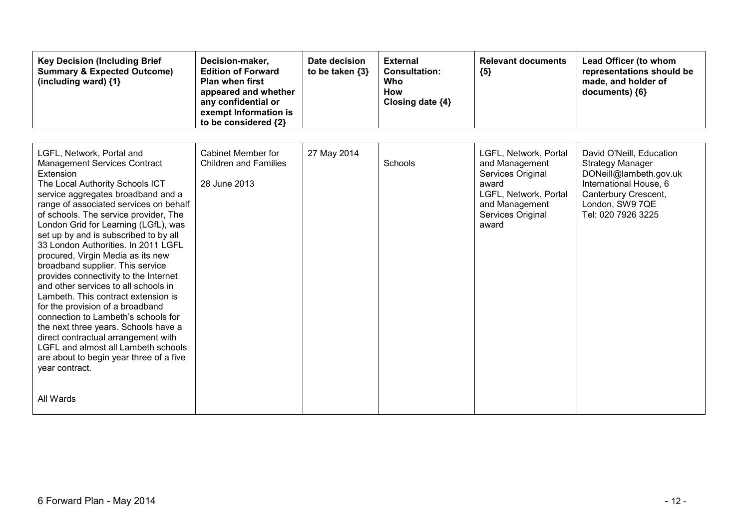| Key Decision (Including Brief Summary & Expected Outcome) (including ward) {1} | Decision-maker, Edition of Forward Plan when first appeared and whether any confidential or exempt Information is to be considered {2} | Date decision to be taken {3} | External Consultation: Who How Closing date {4} | Relevant documents {5} | Lead Officer (to whom representations should be made, and holder of documents) {6} |
|---|---|---|---|---|---|
| LGFL, Network, Portal and Management Services Contract Extension<br>The Local Authority Schools ICT service aggregates broadband and a range of associated services on behalf of schools. The service provider, The London Grid for Learning (LGfL), was set up by and is subscribed to by all 33 London Authorities. In 2011 LGFL procured, Virgin Media as its new broadband supplier. This service provides connectivity to the Internet and other services to all schools in Lambeth. This contract extension is for the provision of a broadband connection to Lambeth's schools for the next three years. Schools have a direct contractual arrangement with LGFL and almost all Lambeth schools are about to begin year three of a five year contract.<br><br>All Wards | Cabinet Member for Children and Families<br><br>28 June 2013 | 27 May 2014 | Schools | LGFL, Network, Portal and Management Services Original award<br>LGFL, Network, Portal and Management Services Original award | David O'Neill, Education Strategy Manager<br>DONeill@lambeth.gov.uk<br>International House, 6 Canterbury Crescent, London, SW9 7QE<br>Tel: 020 7926 3225 |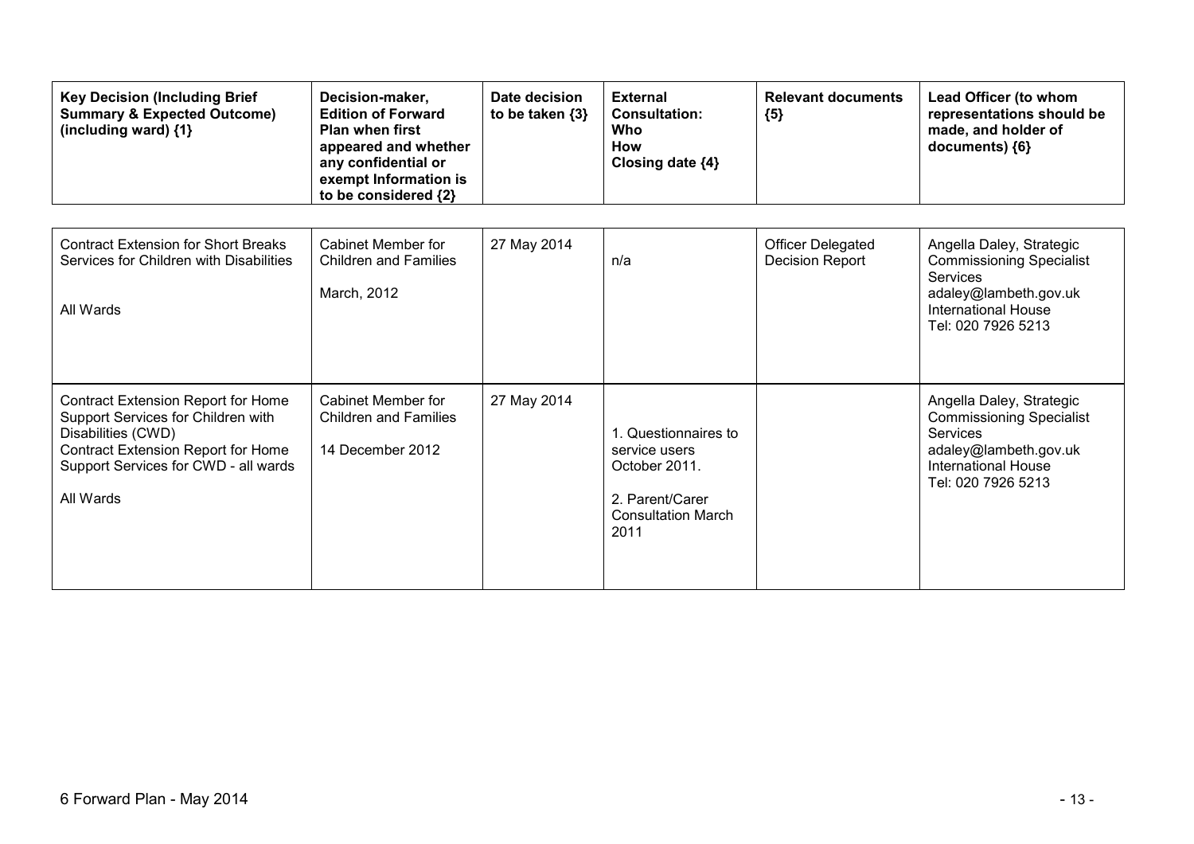| Key Decision (Including Brief Summary & Expected Outcome) (including ward) {1} | Decision-maker, Edition of Forward Plan when first appeared and whether any confidential or exempt Information is to be considered {2} | Date decision to be taken {3} | External Consultation: Who How Closing date {4} | Relevant documents {5} | Lead Officer (to whom representations should be made, and holder of documents) {6} |
|---|---|---|---|---|---|
| Contract Extension for Short Breaks Services for Children with Disabilities<br><br>All Wards | Cabinet Member for Children and Families<br><br>March, 2012 | 27 May 2014 | n/a | Officer Delegated Decision Report | Angella Daley, Strategic Commissioning Specialist Services<br>adaley@lambeth.gov.uk<br>International House<br>Tel: 020 7926 5213 |
| Contract Extension Report for Home Support Services for Children with Disabilities (CWD)<br>Contract Extension Report for Home Support Services for CWD - all wards<br><br>All Wards | Cabinet Member for Children and Families<br><br>14 December 2012 | 27 May 2014 | 1. Questionnaires to service users October 2011.<br><br>2. Parent/Carer Consultation March 2011 | | Angella Daley, Strategic Commissioning Specialist Services<br>adaley@lambeth.gov.uk<br>International House<br>Tel: 020 7926 5213 |

6 Forward Plan - May 2014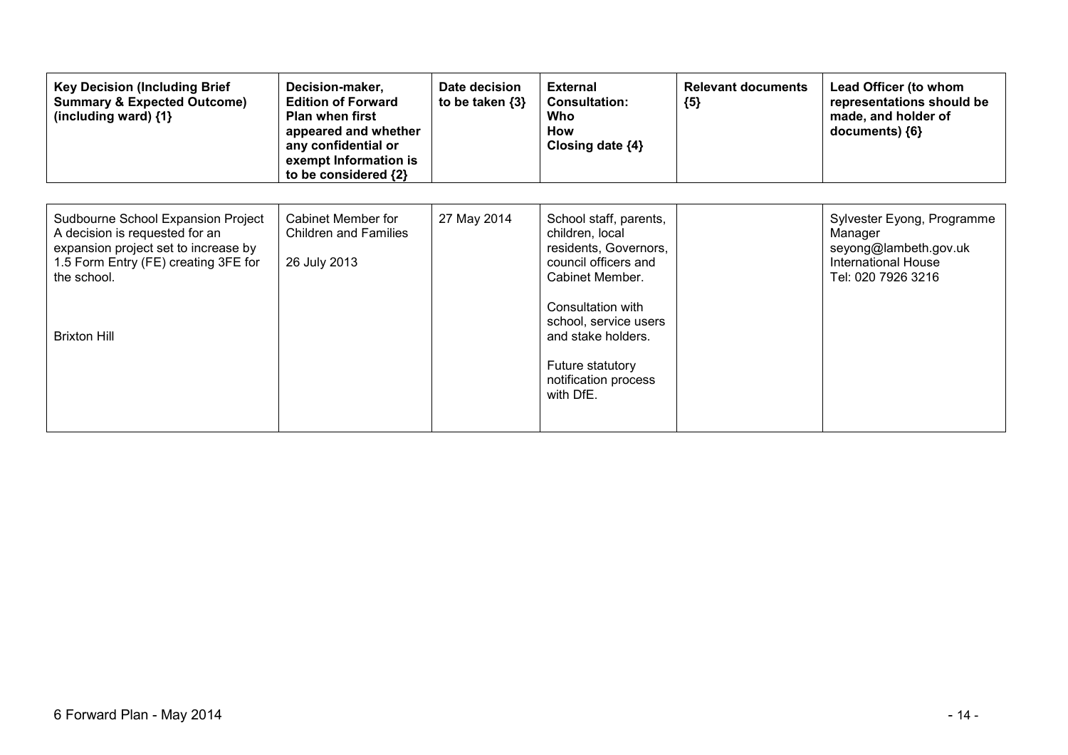| Key Decision (Including Brief Summary & Expected Outcome) (including ward) {1} | Decision-maker, Edition of Forward Plan when first appeared and whether any confidential or exempt Information is to be considered {2} | Date decision to be taken {3} | External Consultation: Who How Closing date {4} | Relevant documents {5} | Lead Officer (to whom representations should be made, and holder of documents) {6} |
|---|---|---|---|---|---|
| Sudbourne School Expansion Project A decision is requested for an expansion project set to increase by 1.5 Form Entry (FE) creating 3FE for the school.<br><br>Brixton Hill | Cabinet Member for Children and Families<br><br>26 July 2013 | 27 May 2014 | School staff, parents, children, local residents, Governors, council officers and Cabinet Member.<br><br>Consultation with school, service users and stake holders.<br><br>Future statutory notification process with DfE. | | Sylvester Eyong, Programme Manager seyong@lambeth.gov.uk International House Tel: 020 7926 3216 |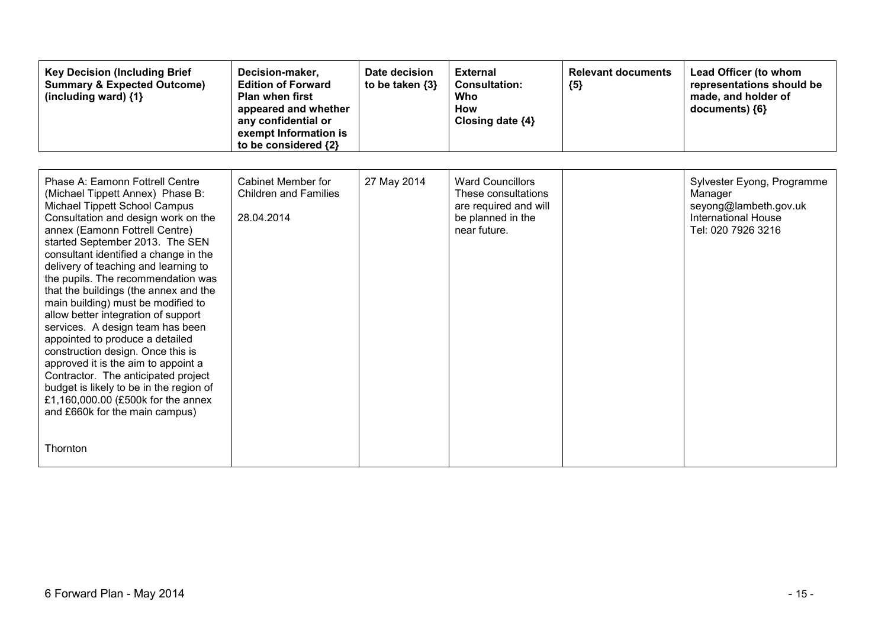| Key Decision (Including Brief Summary & Expected Outcome) (including ward) {1} | Decision-maker, Edition of Forward Plan when first appeared and whether any confidential or exempt Information is to be considered {2} | Date decision to be taken {3} | External Consultation: Who How Closing date {4} | Relevant documents {5} | Lead Officer (to whom representations should be made, and holder of documents) {6} |
|---|---|---|---|---|---|
| Phase A: Eamonn Fottrell Centre (Michael Tippett Annex) Phase B: Michael Tippett School Campus Consultation and design work on the annex (Eamonn Fottrell Centre) started September 2013. The SEN consultant identified a change in the delivery of teaching and learning to the pupils. The recommendation was that the buildings (the annex and the main building) must be modified to allow better integration of support services. A design team has been appointed to produce a detailed construction design. Once this is approved it is the aim to appoint a Contractor. The anticipated project budget is likely to be in the region of £1,160,000.00 (£500k for the annex and £660k for the main campus)<br><br>Thornton | Cabinet Member for Children and Families<br><br>28.04.2014 | 27 May 2014 | Ward Councillors These consultations are required and will be planned in the near future. | | Sylvester Eyong, Programme Manager seyong@lambeth.gov.uk International House Tel: 020 7926 3216 |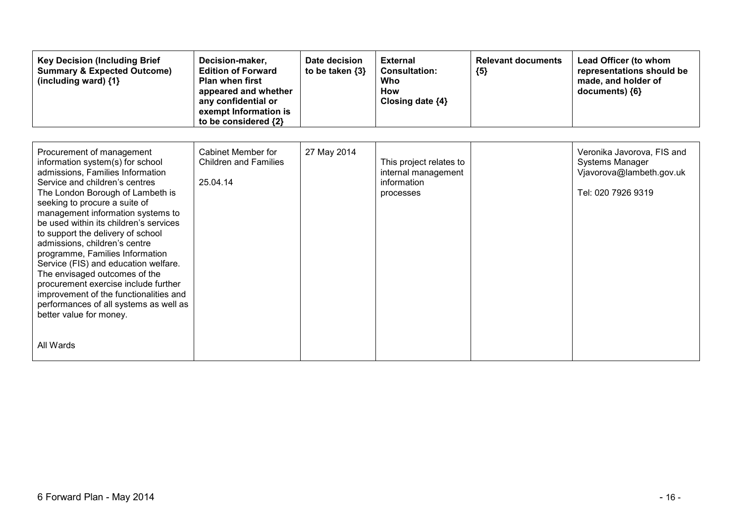| Key Decision (Including Brief Summary & Expected Outcome) (including ward) {1} | Decision-maker, Edition of Forward Plan when first appeared and whether any confidential or exempt Information is to be considered {2} | Date decision to be taken {3} | External Consultation: Who How Closing date {4} | Relevant documents {5} | Lead Officer (to whom representations should be made, and holder of documents) {6} |
|---|---|---|---|---|---|
| Procurement of management information system(s) for school admissions, Families Information Service and children's centres<br>The London Borough of Lambeth is seeking to procure a suite of management information systems to be used within its children's services to support the delivery of school admissions, children's centre programme, Families Information Service (FIS) and education welfare. The envisaged outcomes of the procurement exercise include further improvement of the functionalities and performances of all systems as well as better value for money.<br><br>All Wards | Cabinet Member for Children and Families<br><br>25.04.14 | 27 May 2014 | This project relates to internal management information processes | | Veronika Javorova, FIS and Systems Manager<br>Vjavorova@lambeth.gov.uk<br><br>Tel: 020 7926 9319 |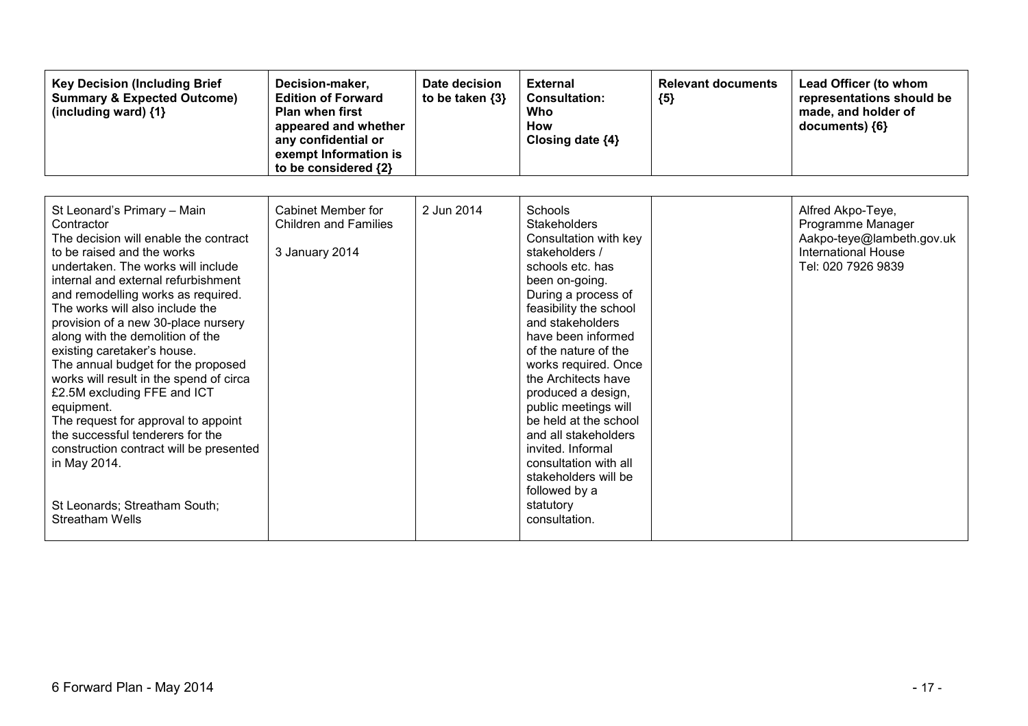| Key Decision (Including Brief Summary & Expected Outcome) (including ward) {1} | Decision-maker, Edition of Forward Plan when first appeared and whether any confidential or exempt Information is to be considered {2} | Date decision to be taken {3} | External Consultation: Who How Closing date {4} | Relevant documents {5} | Lead Officer (to whom representations should be made, and holder of documents) {6} |
|---|---|---|---|---|---|
| St Leonard's Primary – Main Contractor<br>The decision will enable the contract to be raised and the works undertaken. The works will include internal and external refurbishment and remodelling works as required. The works will also include the provision of a new 30-place nursery along with the demolition of the existing caretaker's house.<br>The annual budget for the proposed works will result in the spend of circa £2.5M excluding FFE and ICT equipment.<br>The request for approval to appoint the successful tenderers for the construction contract will be presented in May 2014.<br><br>St Leonards; Streatham South; Streatham Wells | Cabinet Member for Children and Families<br><br>3 January 2014 | 2 Jun 2014 | Schools<br>Stakeholders<br>Consultation with key stakeholders / schools etc. has been on-going. During a process of feasibility the school and stakeholders have been informed of the nature of the works required. Once the Architects have produced a design, public meetings will be held at the school and all stakeholders invited. Informal consultation with all stakeholders will be followed by a statutory consultation. | | Alfred Akpo-Teye, Programme Manager<br>Aakpo-teye@lambeth.gov.uk<br>International House<br>Tel: 020 7926 9839 |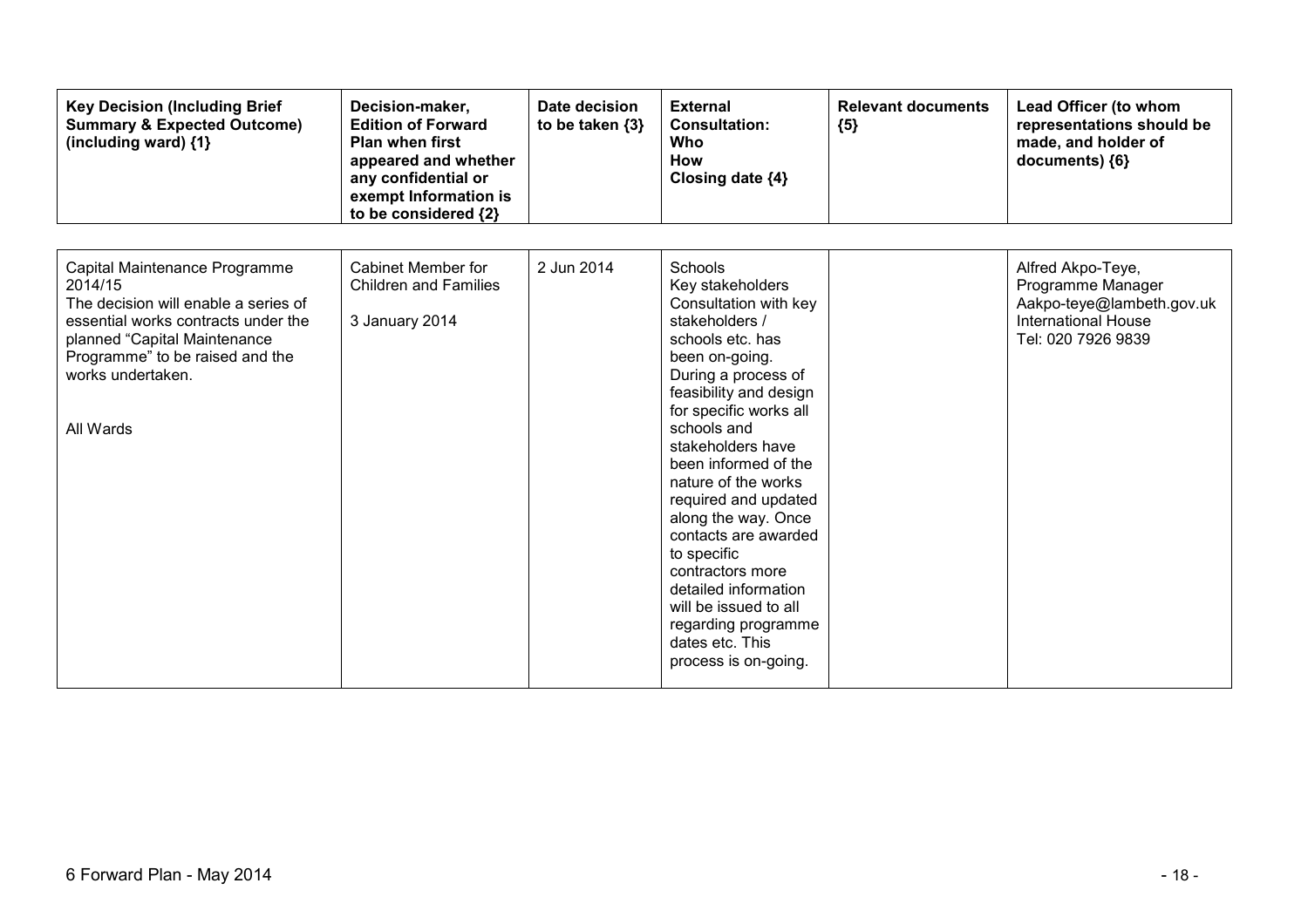| Key Decision (Including Brief Summary & Expected Outcome) (including ward) {1} | Decision-maker, Edition of Forward Plan when first appeared and whether any confidential or exempt Information is to be considered {2} | Date decision to be taken {3} | External Consultation: Who How Closing date {4} | Relevant documents {5} | Lead Officer (to whom representations should be made, and holder of documents) {6} |
|---|---|---|---|---|---|
| Capital Maintenance Programme 2014/15<br>The decision will enable a series of essential works contracts under the planned "Capital Maintenance Programme" to be raised and the works undertaken.<br><br>All Wards | Cabinet Member for Children and Families<br><br>3 January 2014 | 2 Jun 2014 | Schools<br>Key stakeholders<br>Consultation with key stakeholders / schools etc. has been on-going. During a process of feasibility and design for specific works all schools and stakeholders have been informed of the nature of the works required and updated along the way. Once contacts are awarded to specific contractors more detailed information will be issued to all regarding programme dates etc. This process is on-going. | | Alfred Akpo-Teye, Programme Manager<br>Aakpo-teye@lambeth.gov.uk<br>International House<br>Tel: 020 7926 9839 |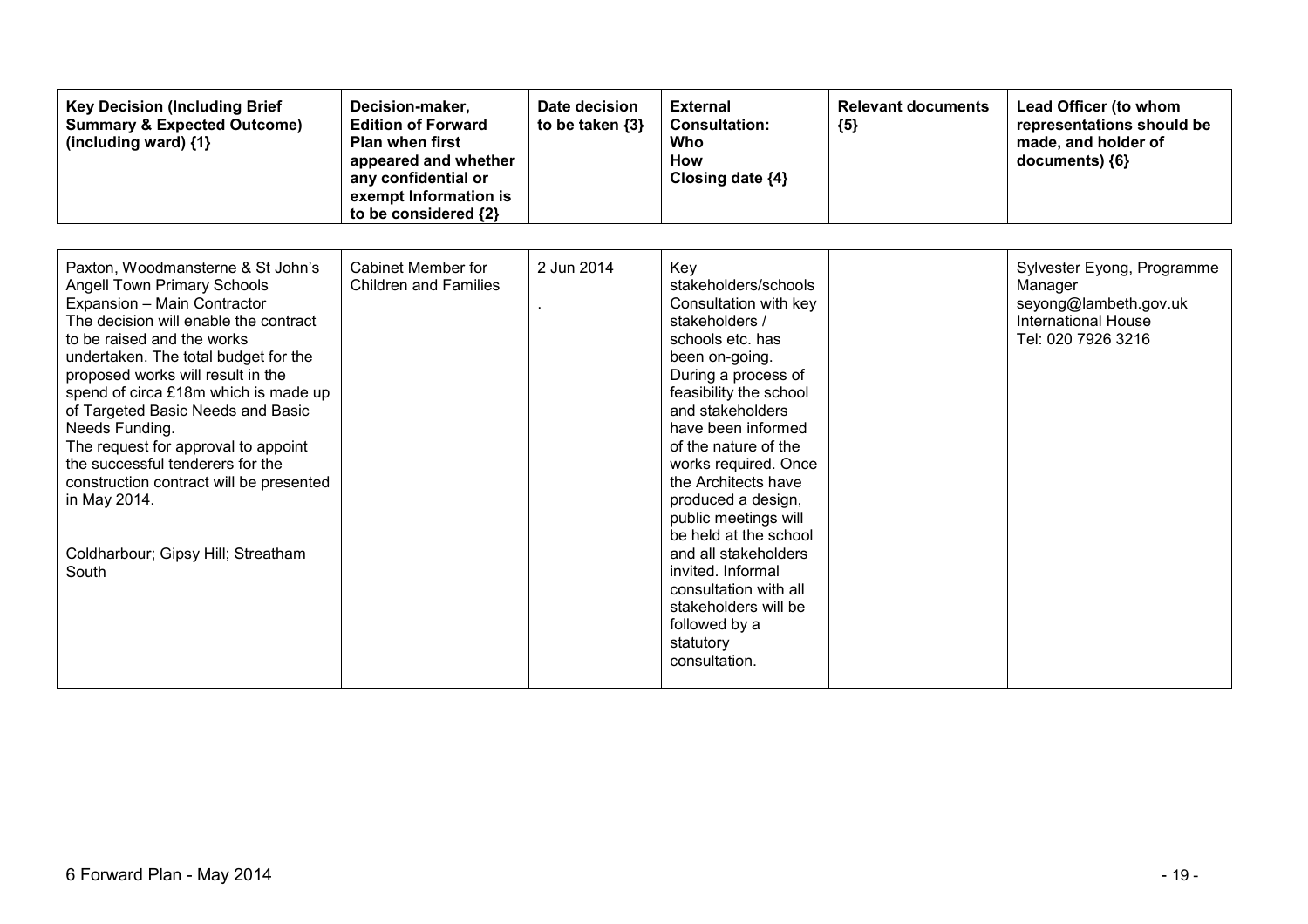| Key Decision (Including Brief Summary & Expected Outcome) (including ward) {1} | Decision-maker, Edition of Forward Plan when first appeared and whether any confidential or exempt Information is to be considered {2} | Date decision to be taken {3} | External Consultation: Who How Closing date {4} | Relevant documents {5} | Lead Officer (to whom representations should be made, and holder of documents) {6} |
|---|---|---|---|---|---|
| Paxton, Woodmansterne & St John's Angell Town Primary Schools Expansion – Main Contractor<br>The decision will enable the contract to be raised and the works undertaken. The total budget for the proposed works will result in the spend of circa £18m which is made up of Targeted Basic Needs and Basic Needs Funding.<br>The request for approval to appoint the successful tenderers for the construction contract will be presented in May 2014.<br><br>Coldharbour; Gipsy Hill; Streatham South | Cabinet Member for Children and Families | 2 Jun 2014<br>. | Key stakeholders/schools<br>Consultation with key stakeholders / schools etc. has been on-going. During a process of feasibility the school and stakeholders have been informed of the nature of the works required. Once the Architects have produced a design, public meetings will be held at the school and all stakeholders invited. Informal consultation with all stakeholders will be followed by a statutory consultation. | | Sylvester Eyong, Programme Manager<br>seyong@lambeth.gov.uk<br>International House<br>Tel: 020 7926 3216 |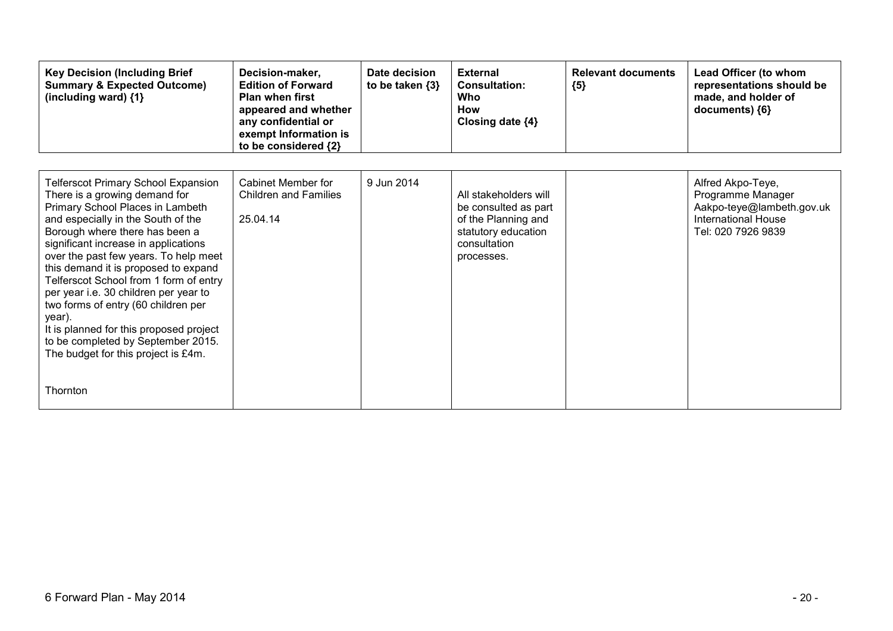| Key Decision (Including Brief Summary & Expected Outcome) (including ward) {1} | Decision-maker, Edition of Forward Plan when first appeared and whether any confidential or exempt Information is to be considered {2} | Date decision to be taken {3} | External Consultation: Who How Closing date {4} | Relevant documents {5} | Lead Officer (to whom representations should be made, and holder of documents) {6} |
|---|---|---|---|---|---|
| Telferscot Primary School Expansion There is a growing demand for Primary School Places in Lambeth and especially in the South of the Borough where there has been a significant increase in applications over the past few years. To help meet this demand it is proposed to expand Telferscot School from 1 form of entry per year i.e. 30 children per year to two forms of entry (60 children per year). It is planned for this proposed project to be completed by September 2015. The budget for this project is £4m. Thornton | Cabinet Member for Children and Families 25.04.14 | 9 Jun 2014 | All stakeholders will be consulted as part of the Planning and statutory education consultation processes. | | Alfred Akpo-Teye, Programme Manager Aakpo-teye@lambeth.gov.uk International House Tel: 020 7926 9839 |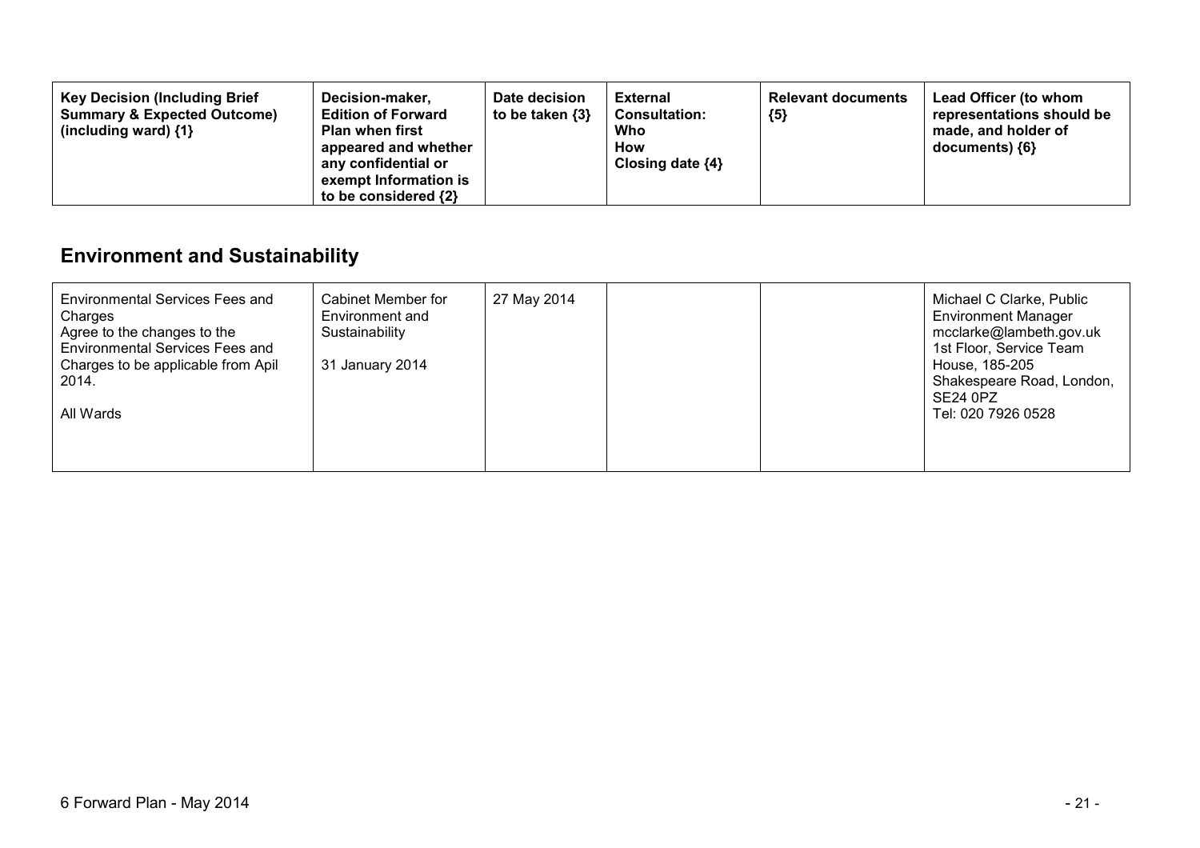| **Key Decision (Including Brief Summary & Expected Outcome) (including ward) {1}** | **Decision-maker, Edition of Forward Plan when first appeared and whether any confidential or exempt Information is to be considered {2}** | **Date decision to be taken {3}** | **External Consultation: Who How Closing date {4}** | **Relevant documents {5}** | **Lead Officer (to whom representations should be made, and holder of documents) {6}** |
|---|---|---|---|---|---|

## Environment and Sustainability

| | | | | | |
|---|---|---|---|---|---|
| Environmental Services Fees and Charges<br>Agree to the changes to the Environmental Services Fees and Charges to be applicable from Apil 2014.<br><br>All Wards | Cabinet Member for Environment and Sustainability<br><br>31 January 2014 | 27 May 2014 | | | Michael C Clarke, Public Environment Manager<br>mcclarke@lambeth.gov.uk<br>1st Floor, Service Team House, 185-205 Shakespeare Road, London, SE24 0PZ<br>Tel: 020 7926 0528 |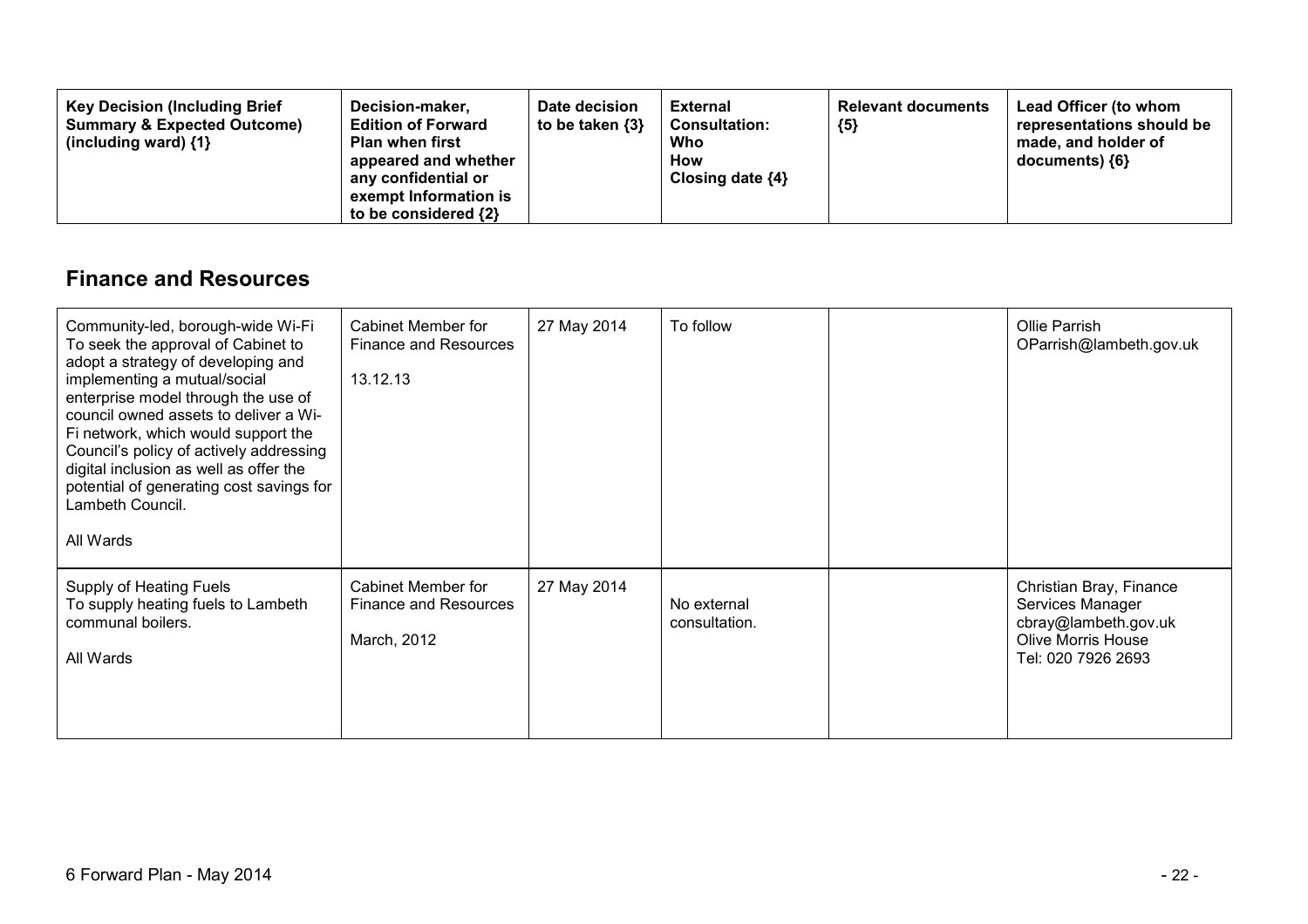| Key Decision (Including Brief Summary & Expected Outcome) (including ward) {1} | Decision-maker, Edition of Forward Plan when first appeared and whether any confidential or exempt Information is to be considered {2} | Date decision to be taken {3} | External Consultation: Who How Closing date {4} | Relevant documents {5} | Lead Officer (to whom representations should be made, and holder of documents) {6} |
|---|---|---|---|---|---|

## Finance and Resources

| Key Decision (Including Brief Summary & Expected Outcome) (including ward) {1} | Decision-maker, Edition of Forward Plan when first appeared and whether any confidential or exempt Information is to be considered {2} | Date decision to be taken {3} | External Consultation: Who How Closing date {4} | Relevant documents {5} | Lead Officer (to whom representations should be made, and holder of documents) {6} |
|---|---|---|---|---|---|
| Community-led, borough-wide Wi-Fi<br>To seek the approval of Cabinet to adopt a strategy of developing and implementing a mutual/social enterprise model through the use of council owned assets to deliver a Wi-Fi network, which would support the Council's policy of actively addressing digital inclusion as well as offer the potential of generating cost savings for Lambeth Council.<br><br>All Wards | Cabinet Member for Finance and Resources<br><br>13.12.13 | 27 May 2014 | To follow | | Ollie Parrish<br>OParrish@lambeth.gov.uk |
| Supply of Heating Fuels<br>To supply heating fuels to Lambeth communal boilers.<br><br>All Wards | Cabinet Member for Finance and Resources<br><br>March, 2012 | 27 May 2014 | No external consultation. | | Christian Bray, Finance Services Manager<br>cbray@lambeth.gov.uk<br>Olive Morris House<br>Tel: 020 7926 2693 |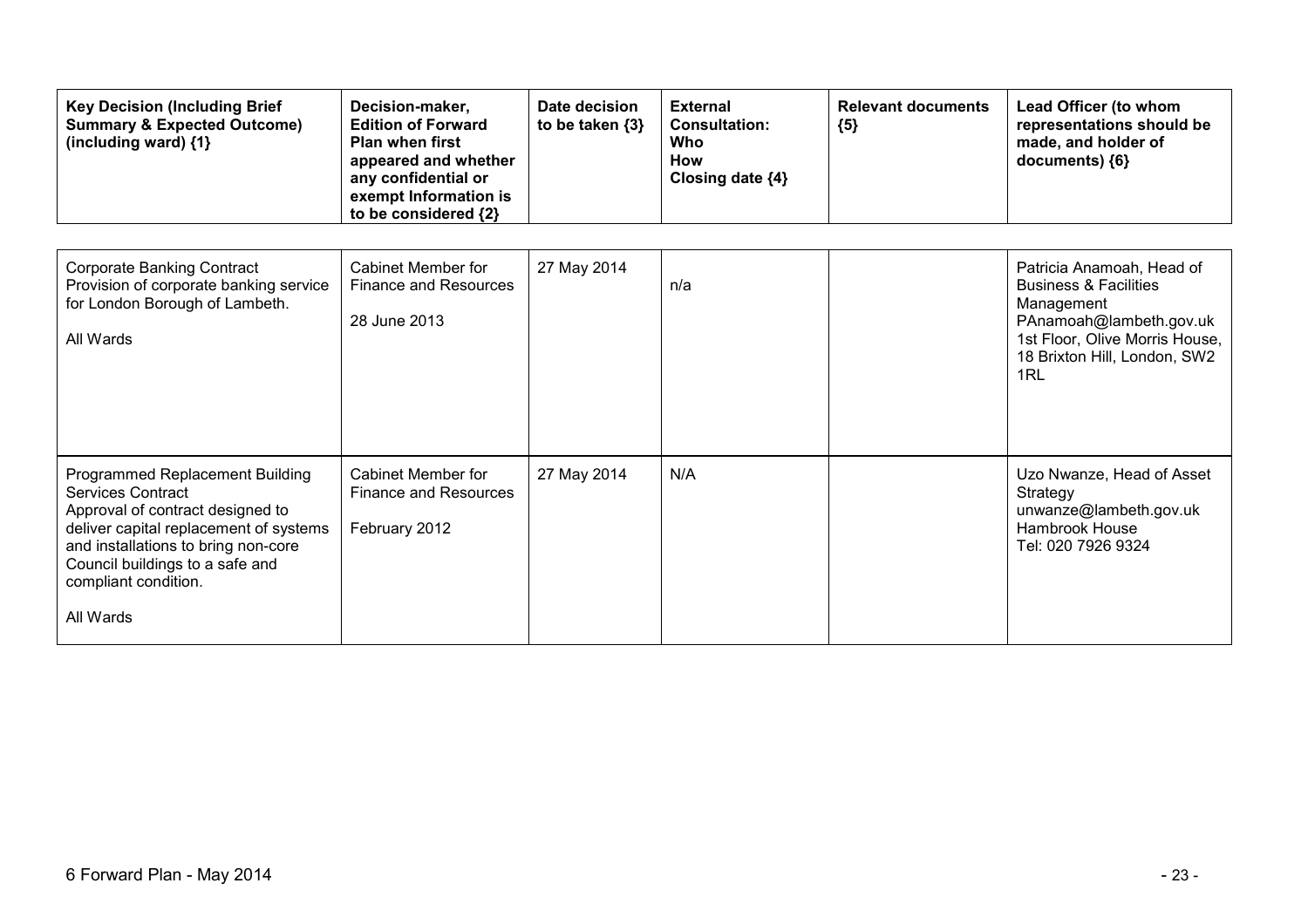| Key Decision (Including Brief Summary & Expected Outcome) (including ward) {1} | Decision-maker, Edition of Forward Plan when first appeared and whether any confidential or exempt Information is to be considered {2} | Date decision to be taken {3} | External Consultation: Who How Closing date {4} | Relevant documents {5} | Lead Officer (to whom representations should be made, and holder of documents) {6} |
|---|---|---|---|---|---|
| Corporate Banking Contract<br>Provision of corporate banking service for London Borough of Lambeth.<br><br>All Wards | Cabinet Member for Finance and Resources<br><br>28 June 2013 | 27 May 2014 | n/a | | Patricia Anamoah, Head of Business & Facilities Management<br>PAnamoah@lambeth.gov.uk<br>1st Floor, Olive Morris House, 18 Brixton Hill, London, SW2 1RL |
| Programmed Replacement Building Services Contract<br>Approval of contract designed to deliver capital replacement of systems and installations to bring non-core Council buildings to a safe and compliant condition.<br><br>All Wards | Cabinet Member for Finance and Resources<br><br>February 2012 | 27 May 2014 | N/A | | Uzo Nwanze, Head of Asset Strategy<br>unwanze@lambeth.gov.uk<br>Hambrook House<br>Tel: 020 7926 9324 |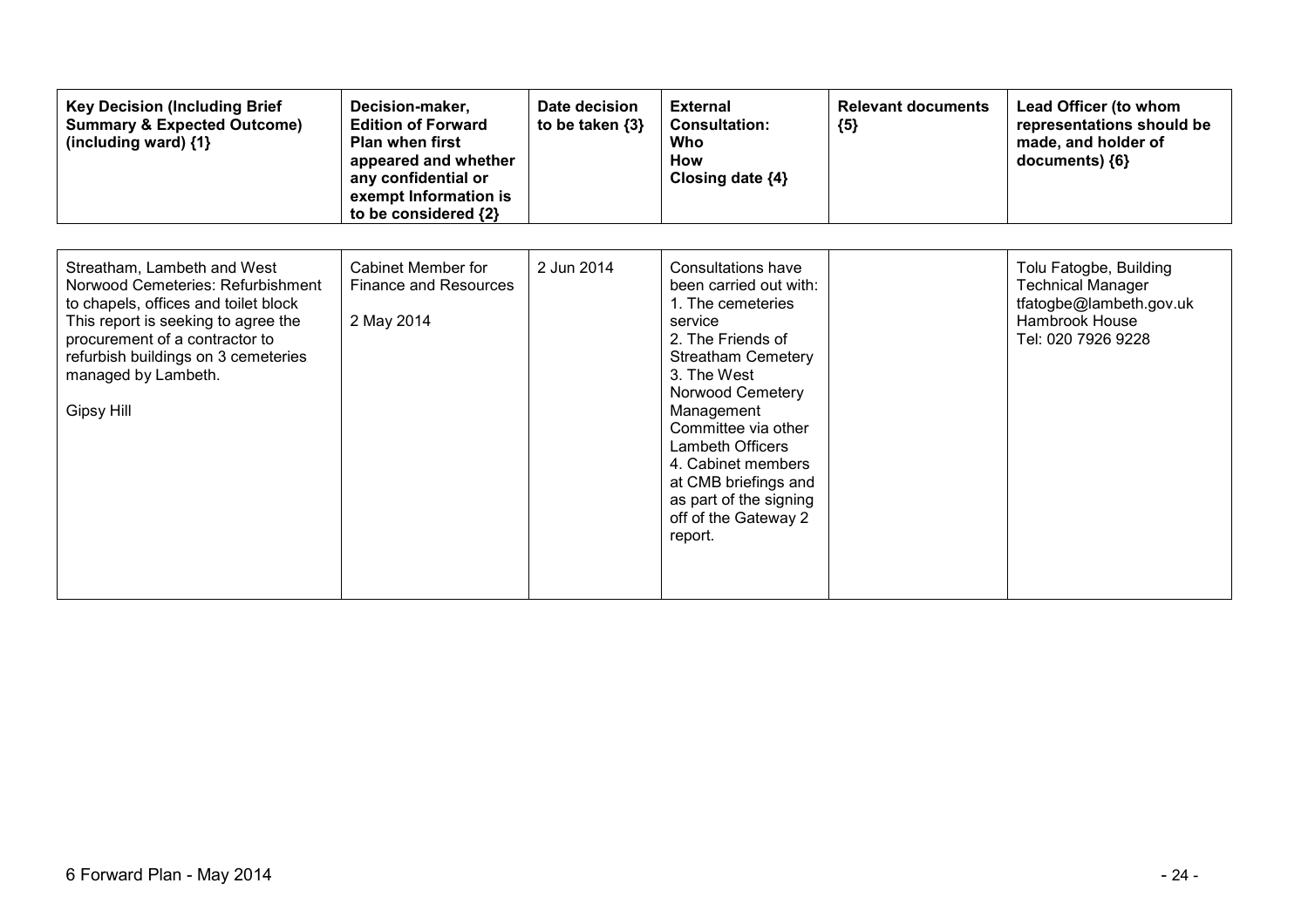| Key Decision (Including Brief Summary & Expected Outcome) (including ward) {1} | Decision-maker, Edition of Forward Plan when first appeared and whether any confidential or exempt Information is to be considered {2} | Date decision to be taken {3} | External Consultation: Who How Closing date {4} | Relevant documents {5} | Lead Officer (to whom representations should be made, and holder of documents) {6} |
|---|---|---|---|---|---|
| Streatham, Lambeth and West Norwood Cemeteries: Refurbishment to chapels, offices and toilet block<br>This report is seeking to agree the procurement of a contractor to refurbish buildings on 3 cemeteries managed by Lambeth.<br><br>Gipsy Hill | Cabinet Member for Finance and Resources<br><br>2 May 2014 | 2 Jun 2014 | Consultations have been carried out with:<br>1. The cemeteries service<br>2. The Friends of Streatham Cemetery<br>3. The West Norwood Cemetery Management Committee via other Lambeth Officers<br>4. Cabinet members at CMB briefings and as part of the signing off of the Gateway 2 report. | | Tolu Fatogbe, Building Technical Manager<br>tfatogbe@lambeth.gov.uk<br>Hambrook House<br>Tel: 020 7926 9228 |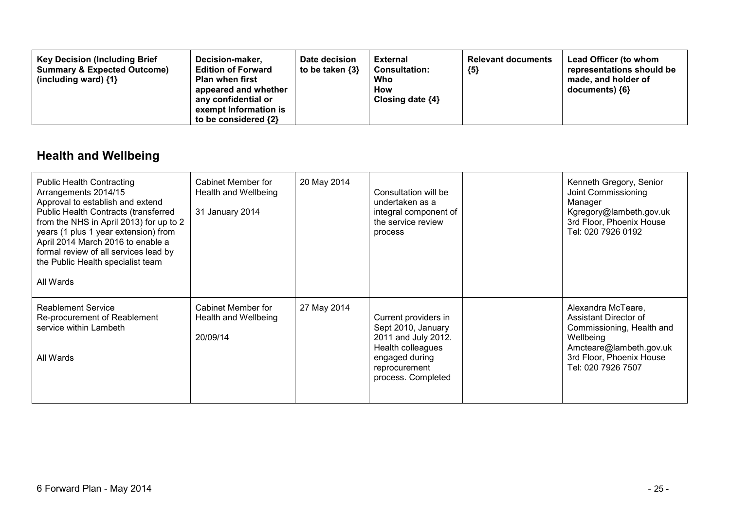| Key Decision (Including Brief Summary & Expected Outcome) (including ward) {1} | Decision-maker, Edition of Forward Plan when first appeared and whether any confidential or exempt Information is to be considered {2} | Date decision to be taken {3} | External Consultation: Who How Closing date {4} | Relevant documents {5} | Lead Officer (to whom representations should be made, and holder of documents) {6} |
|---|---|---|---|---|---|

## Health and Wellbeing

| Key Decision | Decision-maker | Date decision to be taken | External Consultation | Relevant documents | Lead Officer |
|---|---|---|---|---|---|
| Public Health Contracting Arrangements 2014/15<br>Approval to establish and extend Public Health Contracts (transferred from the NHS in April 2013) for up to 2 years (1 plus 1 year extension) from April 2014 March 2016 to enable a formal review of all services lead by the Public Health specialist team<br><br>All Wards | Cabinet Member for Health and Wellbeing<br><br>31 January 2014 | 20 May 2014 | Consultation will be undertaken as a integral component of the service review process | | Kenneth Gregory, Senior Joint Commissioning Manager<br>Kgregory@lambeth.gov.uk<br>3rd Floor, Phoenix House<br>Tel: 020 7926 0192 |
| Reablement Service<br>Re-procurement of Reablement service within Lambeth<br><br>All Wards | Cabinet Member for Health and Wellbeing<br><br>20/09/14 | 27 May 2014 | Current providers in Sept 2010, January 2011 and July 2012. Health colleagues engaged during reprocurement process. Completed | | Alexandra McTeare, Assistant Director of Commissioning, Health and Wellbeing<br>Amcteare@lambeth.gov.uk<br>3rd Floor, Phoenix House<br>Tel: 020 7926 7507 |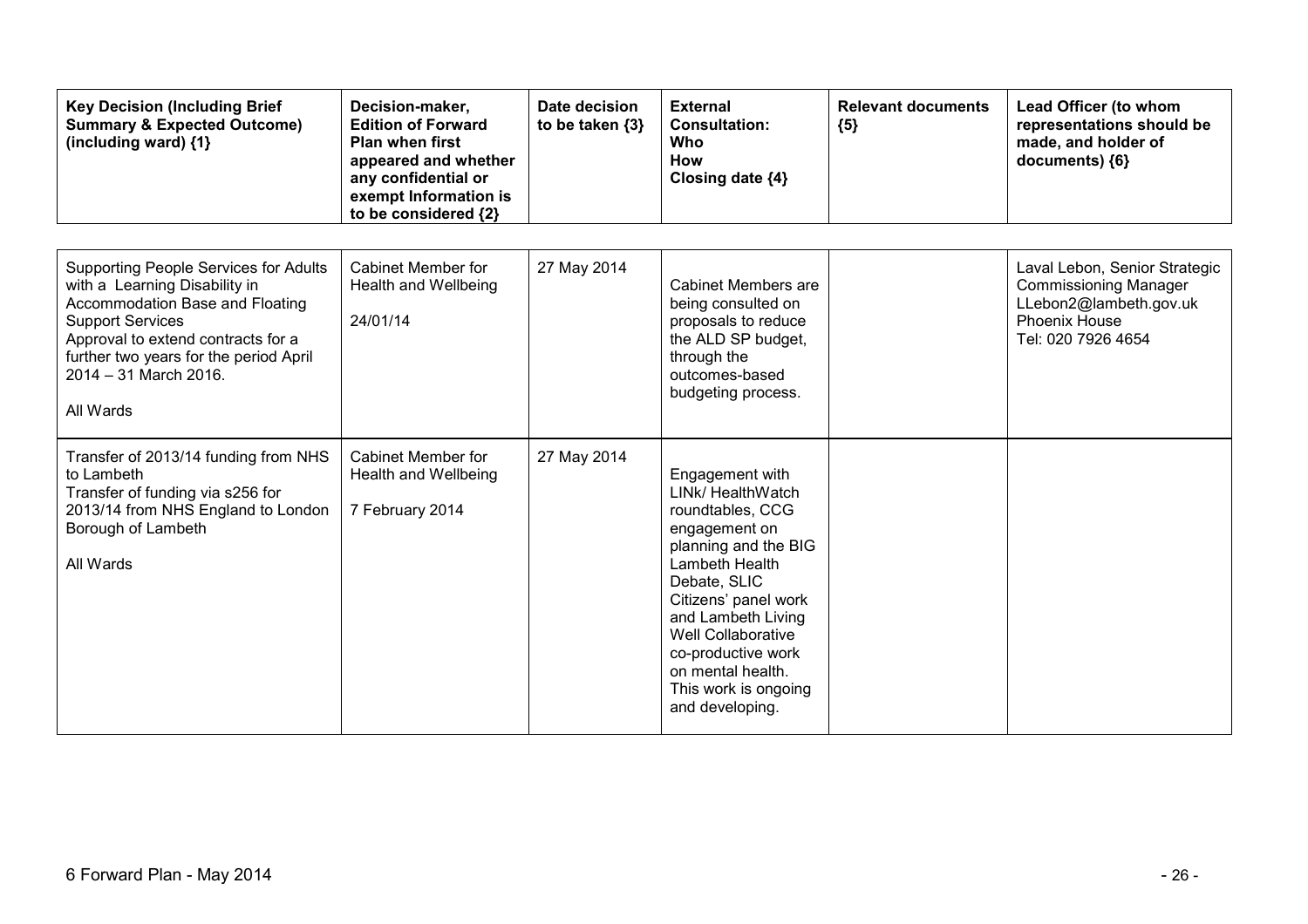| Key Decision (Including Brief Summary & Expected Outcome) (including ward) {1} | Decision-maker, Edition of Forward Plan when first appeared and whether any confidential or exempt Information is to be considered {2} | Date decision to be taken {3} | External Consultation: Who How Closing date {4} | Relevant documents {5} | Lead Officer (to whom representations should be made, and holder of documents) {6} |
|---|---|---|---|---|---|
| Supporting People Services for Adults with a Learning Disability in Accommodation Base and Floating Support Services<br>Approval to extend contracts for a further two years for the period April 2014 – 31 March 2016.<br><br>All Wards | Cabinet Member for Health and Wellbeing<br><br>24/01/14 | 27 May 2014 | Cabinet Members are being consulted on proposals to reduce the ALD SP budget, through the outcomes-based budgeting process. | | Laval Lebon, Senior Strategic Commissioning Manager<br>LLebon2@lambeth.gov.uk<br>Phoenix House<br>Tel: 020 7926 4654 |
| Transfer of 2013/14 funding from NHS to Lambeth<br>Transfer of funding via s256 for 2013/14 from NHS England to London Borough of Lambeth<br><br>All Wards | Cabinet Member for Health and Wellbeing<br><br>7 February 2014 | 27 May 2014 | Engagement with LINk/ HealthWatch roundtables, CCG engagement on planning and the BIG Lambeth Health Debate, SLIC Citizens' panel work and Lambeth Living Well Collaborative co-productive work on mental health. This work is ongoing and developing. | | |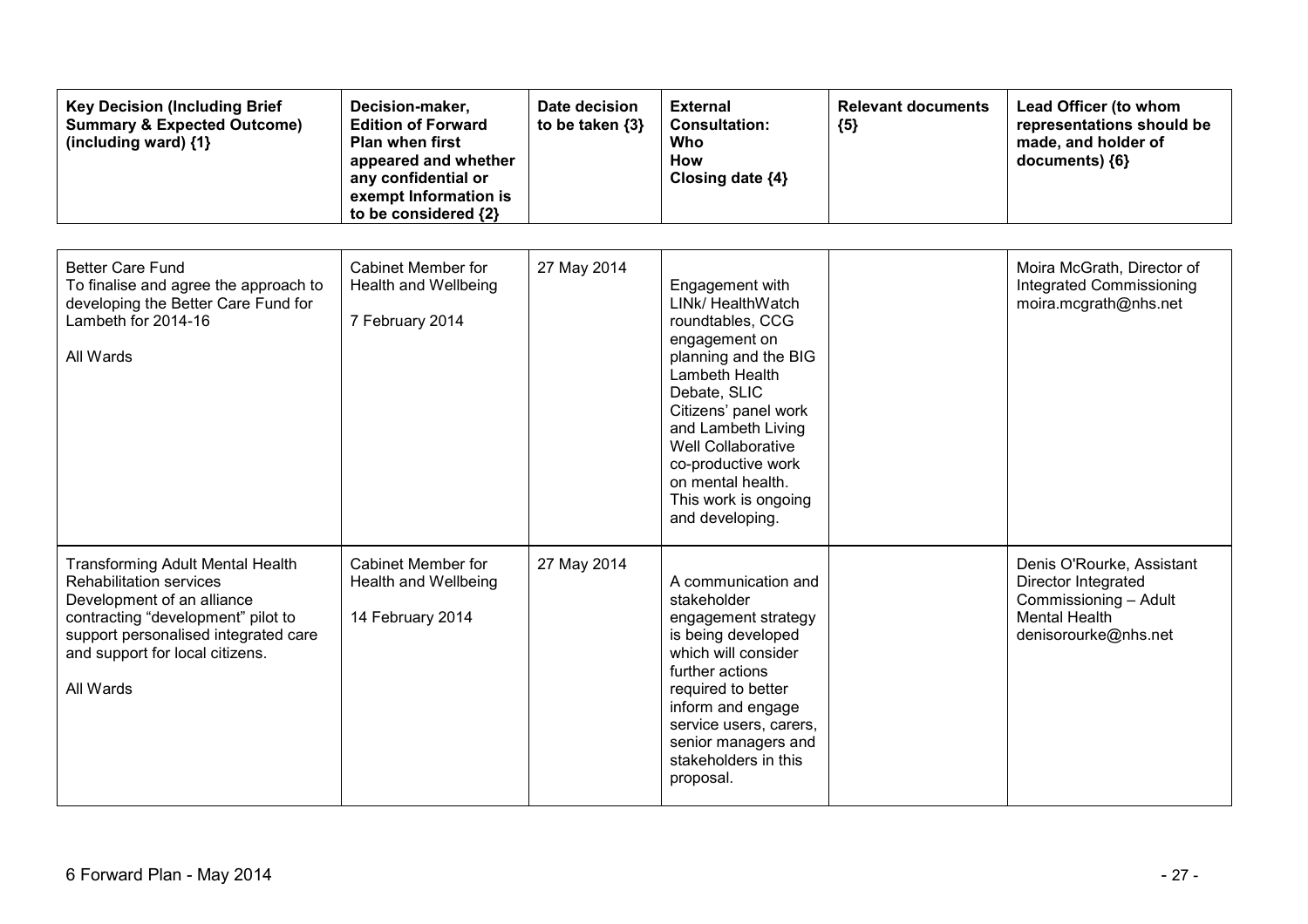| Key Decision (Including Brief Summary & Expected Outcome) (including ward) {1} | Decision-maker, Edition of Forward Plan when first appeared and whether any confidential or exempt Information is to be considered {2} | Date decision to be taken {3} | External Consultation: Who How Closing date {4} | Relevant documents {5} | Lead Officer (to whom representations should be made, and holder of documents) {6} |
|---|---|---|---|---|---|
| Better Care Fund<br>To finalise and agree the approach to developing the Better Care Fund for Lambeth for 2014-16<br><br>All Wards | Cabinet Member for Health and Wellbeing<br><br>7 February 2014 | 27 May 2014 | Engagement with LINk/ HealthWatch roundtables, CCG engagement on planning and the BIG Lambeth Health Debate, SLIC Citizens' panel work and Lambeth Living Well Collaborative co-productive work on mental health. This work is ongoing and developing. | | Moira McGrath, Director of Integrated Commissioning<br>moira.mcgrath@nhs.net |
| Transforming Adult Mental Health Rehabilitation services<br>Development of an alliance contracting "development" pilot to support personalised integrated care and support for local citizens.<br><br>All Wards | Cabinet Member for Health and Wellbeing<br><br>14 February 2014 | 27 May 2014 | A communication and stakeholder engagement strategy is being developed which will consider further actions required to better inform and engage service users, carers, senior managers and stakeholders in this proposal. | | Denis O'Rourke, Assistant Director Integrated Commissioning – Adult Mental Health<br>denisorourke@nhs.net |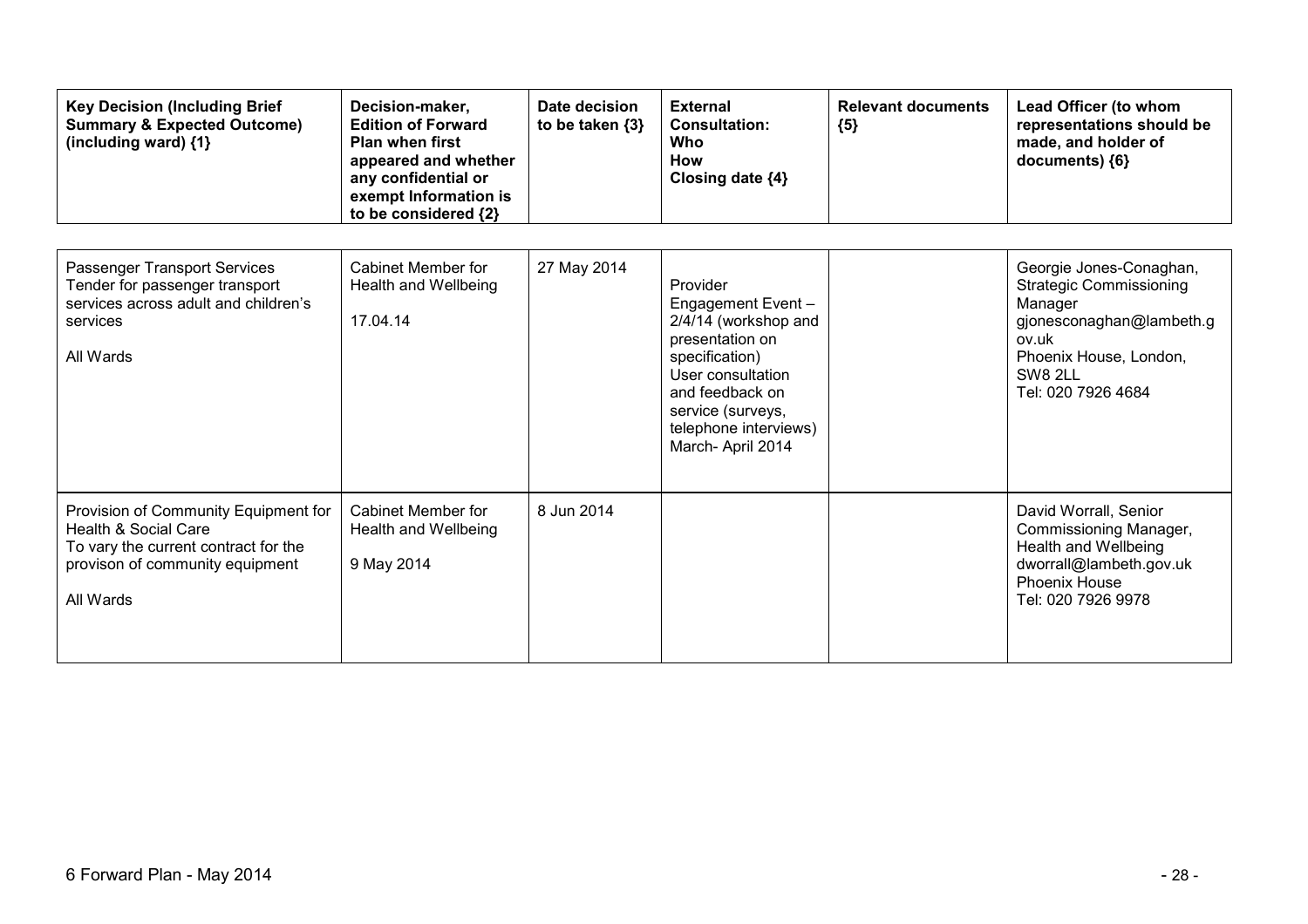| Key Decision (Including Brief Summary & Expected Outcome) (including ward) {1} | Decision-maker, Edition of Forward Plan when first appeared and whether any confidential or exempt Information is to be considered {2} | Date decision to be taken {3} | External Consultation: Who How Closing date {4} | Relevant documents {5} | Lead Officer (to whom representations should be made, and holder of documents) {6} |
|---|---|---|---|---|---|
| Passenger Transport Services<br>Tender for passenger transport services across adult and children's services<br><br>All Wards | Cabinet Member for Health and Wellbeing<br><br>17.04.14 | 27 May 2014 | Provider Engagement Event – 2/4/14 (workshop and presentation on specification)<br>User consultation and feedback on service (surveys, telephone interviews) March- April 2014 | | Georgie Jones-Conaghan, Strategic Commissioning Manager<br>gjonesconaghan@lambeth.gov.uk<br>Phoenix House, London, SW8 2LL<br>Tel: 020 7926 4684 |
| Provision of Community Equipment for Health & Social Care<br>To vary the current contract for the provison of community equipment<br><br>All Wards | Cabinet Member for Health and Wellbeing<br><br>9 May 2014 | 8 Jun 2014 | | | David Worrall, Senior Commissioning Manager, Health and Wellbeing<br>dworrall@lambeth.gov.uk<br>Phoenix House<br>Tel: 020 7926 9978 |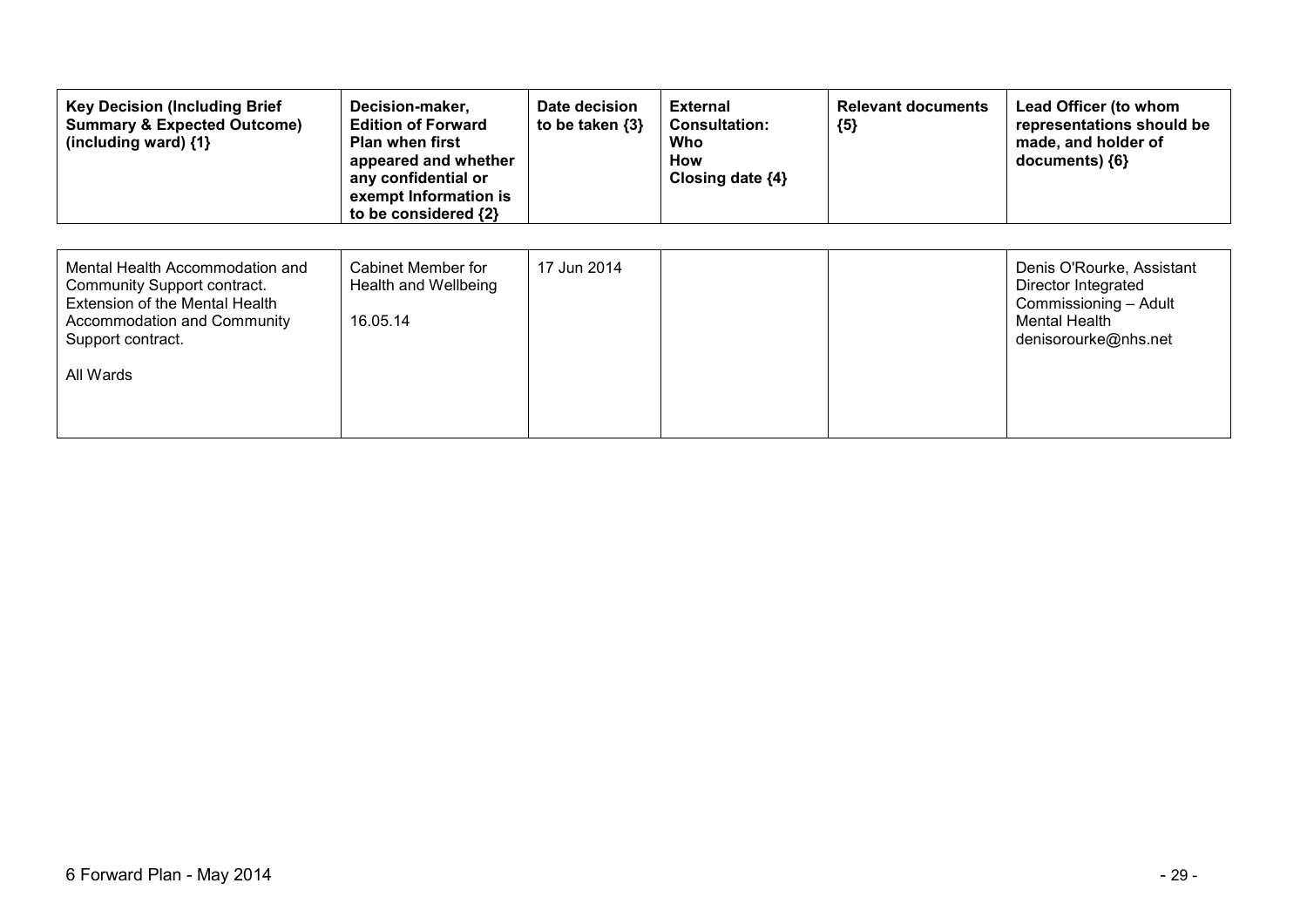| Key Decision (Including Brief Summary & Expected Outcome) (including ward) {1} | Decision-maker, Edition of Forward Plan when first appeared and whether any confidential or exempt Information is to be considered {2} | Date decision to be taken {3} | External Consultation: Who How Closing date {4} | Relevant documents {5} | Lead Officer (to whom representations should be made, and holder of documents) {6} |
|---|---|---|---|---|---|
| Mental Health Accommodation and Community Support contract. Extension of the Mental Health Accommodation and Community Support contract.<br><br>All Wards | Cabinet Member for Health and Wellbeing<br><br>16.05.14 | 17 Jun 2014 | | | Denis O'Rourke, Assistant Director Integrated Commissioning – Adult Mental Health denisorourke@nhs.net |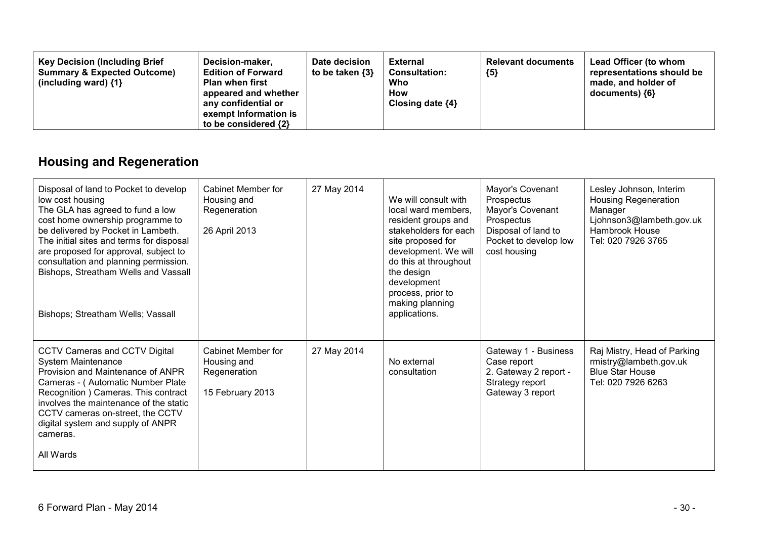| Key Decision (Including Brief Summary & Expected Outcome) (including ward) {1} | Decision-maker, Edition of Forward Plan when first appeared and whether any confidential or exempt Information is to be considered {2} | Date decision to be taken {3} | External Consultation: Who How Closing date {4} | Relevant documents {5} | Lead Officer (to whom representations should be made, and holder of documents) {6} |
|---|---|---|---|---|---|

## Housing and Regeneration

| Key Decision (Including Brief Summary & Expected Outcome) (including ward) {1} | Decision-maker, Edition of Forward Plan when first appeared and whether any confidential or exempt Information is to be considered {2} | Date decision to be taken {3} | External Consultation: Who How Closing date {4} | Relevant documents {5} | Lead Officer (to whom representations should be made, and holder of documents) {6} |
|---|---|---|---|---|---|
| Disposal of land to Pocket to develop low cost housing<br>The GLA has agreed to fund a low cost home ownership programme to be delivered by Pocket in Lambeth. The initial sites and terms for disposal are proposed for approval, subject to consultation and planning permission. Bishops, Streatham Wells and Vassall<br><br>Bishops; Streatham Wells; Vassall | Cabinet Member for Housing and Regeneration<br><br>26 April 2013 | 27 May 2014 | We will consult with local ward members, resident groups and stakeholders for each site proposed for development. We will do this at throughout the design development process, prior to making planning applications. | Mayor's Covenant Prospectus<br>Mayor's Covenant Prospectus<br>Disposal of land to Pocket to develop low cost housing | Lesley Johnson, Interim Housing Regeneration Manager<br>Ljohnson3@lambeth.gov.uk<br>Hambrook House<br>Tel: 020 7926 3765 |
| CCTV Cameras and CCTV Digital System Maintenance<br>Provision and Maintenance of ANPR Cameras - ( Automatic Number Plate Recognition ) Cameras. This contract involves the maintenance of the static CCTV cameras on-street, the CCTV digital system and supply of ANPR cameras.<br><br>All Wards | Cabinet Member for Housing and Regeneration<br><br>15 February 2013 | 27 May 2014 | No external consultation | Gateway 1 - Business Case report<br>2. Gateway 2 report - Strategy report<br>Gateway 3 report | Raj Mistry, Head of Parking<br>rmistry@lambeth.gov.uk<br>Blue Star House<br>Tel: 020 7926 6263 |

6 Forward Plan - May 2014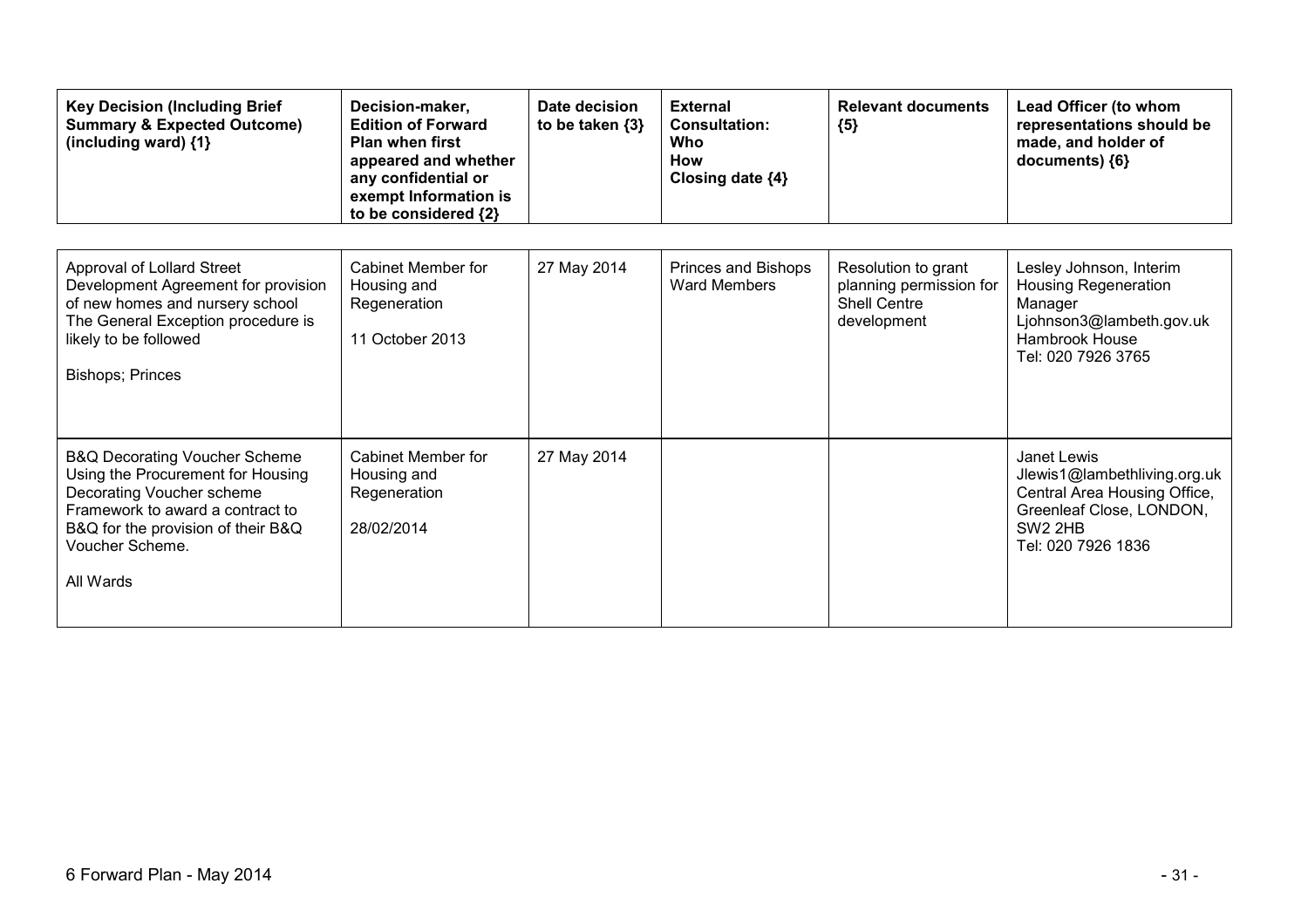| Key Decision (Including Brief Summary & Expected Outcome) (including ward) {1} | Decision-maker, Edition of Forward Plan when first appeared and whether any confidential or exempt Information is to be considered {2} | Date decision to be taken {3} | External Consultation: Who How Closing date {4} | Relevant documents {5} | Lead Officer (to whom representations should be made, and holder of documents) {6} |
|---|---|---|---|---|---|
| Approval of Lollard Street Development Agreement for provision of new homes and nursery school The General Exception procedure is likely to be followed<br><br>Bishops; Princes | Cabinet Member for Housing and Regeneration<br><br>11 October 2013 | 27 May 2014 | Princes and Bishops Ward Members | Resolution to grant planning permission for Shell Centre development | Lesley Johnson, Interim Housing Regeneration Manager Ljohnson3@lambeth.gov.uk Hambrook House Tel: 020 7926 3765 |
| B&Q Decorating Voucher Scheme Using the Procurement for Housing Decorating Voucher scheme Framework to award a contract to B&Q for the provision of their B&Q Voucher Scheme.<br><br>All Wards | Cabinet Member for Housing and Regeneration<br><br>28/02/2014 | 27 May 2014 | | | Janet Lewis Jlewis1@lambethliving.org.uk Central Area Housing Office, Greenleaf Close, LONDON, SW2 2HB Tel: 020 7926 1836 |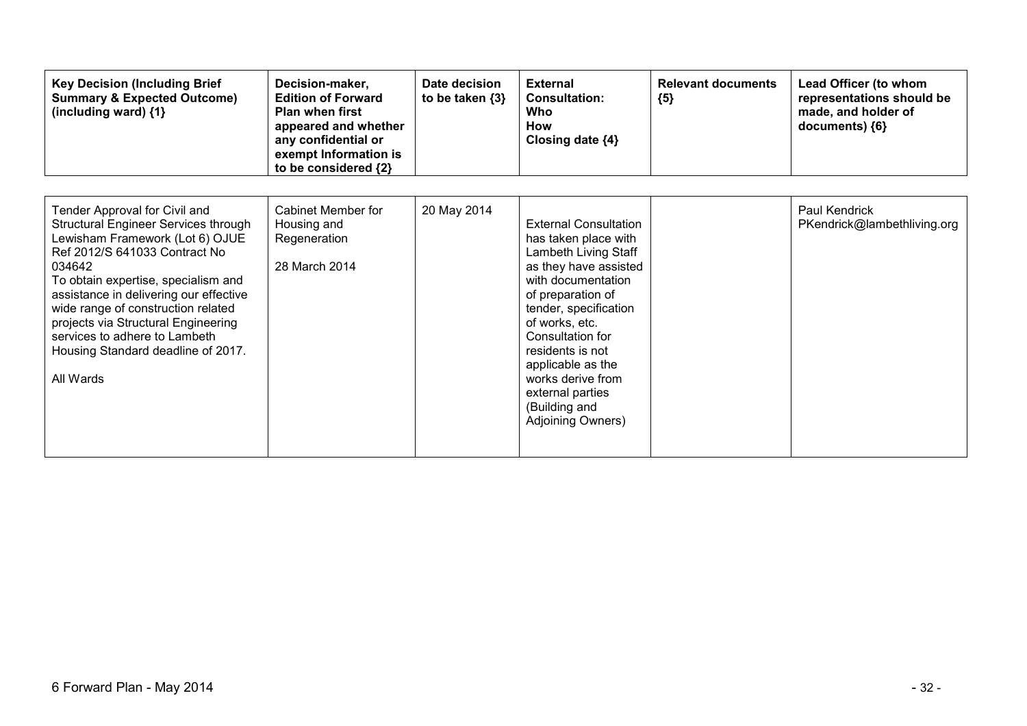| Key Decision (Including Brief Summary & Expected Outcome) (including ward) {1} | Decision-maker, Edition of Forward Plan when first appeared and whether any confidential or exempt Information is to be considered {2} | Date decision to be taken {3} | External Consultation: Who How Closing date {4} | Relevant documents {5} | Lead Officer (to whom representations should be made, and holder of documents) {6} |
|---|---|---|---|---|---|
| Tender Approval for Civil and Structural Engineer Services through Lewisham Framework (Lot 6) OJUE Ref 2012/S 641033 Contract No 034642<br>To obtain expertise, specialism and assistance in delivering our effective wide range of construction related projects via Structural Engineering services to adhere to Lambeth Housing Standard deadline of 2017.<br><br>All Wards | Cabinet Member for Housing and Regeneration<br><br>28 March 2014 | 20 May 2014 | External Consultation has taken place with Lambeth Living Staff as they have assisted with documentation of preparation of tender, specification of works, etc. Consultation for residents is not applicable as the works derive from external parties (Building and Adjoining Owners) | | Paul Kendrick<br>PKendrick@lambethliving.org |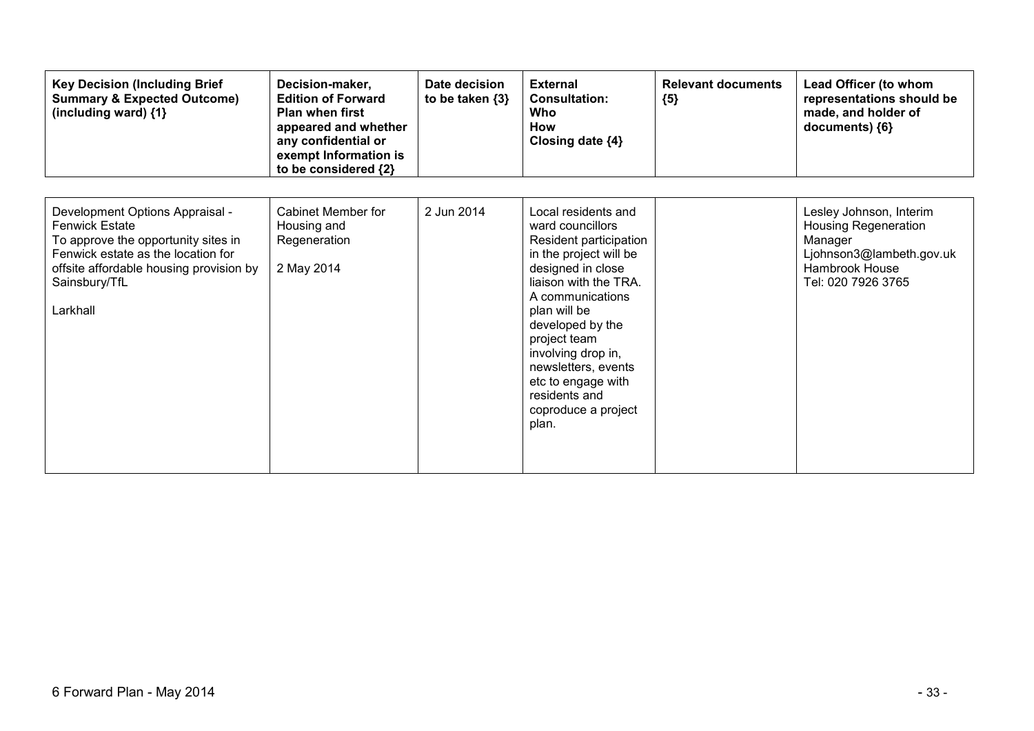| Key Decision (Including Brief Summary & Expected Outcome) (including ward) {1} | Decision-maker, Edition of Forward Plan when first appeared and whether any confidential or exempt Information is to be considered {2} | Date decision to be taken {3} | External Consultation: Who How Closing date {4} | Relevant documents {5} | Lead Officer (to whom representations should be made, and holder of documents) {6} |
|---|---|---|---|---|---|
| Development Options Appraisal - Fenwick Estate<br>To approve the opportunity sites in Fenwick estate as the location for offsite affordable housing provision by Sainsbury/TfL<br><br>Larkhall | Cabinet Member for Housing and Regeneration<br><br>2 May 2014 | 2 Jun 2014 | Local residents and ward councillors<br>Resident participation in the project will be designed in close liaison with the TRA. A communications plan will be developed by the project team involving drop in, newsletters, events etc to engage with residents and coproduce a project plan. | | Lesley Johnson, Interim Housing Regeneration Manager<br>Ljohnson3@lambeth.gov.uk<br>Hambrook House<br>Tel: 020 7926 3765 |